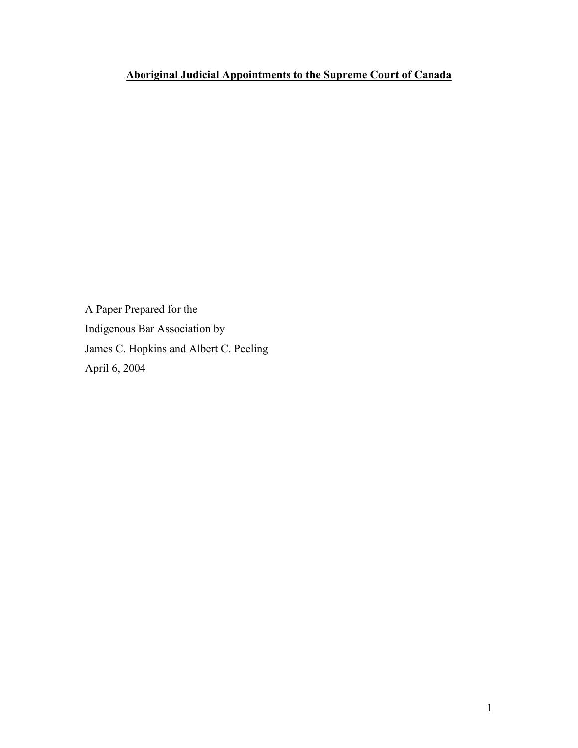# Aboriginal Judicial Appointments to the Supreme Court of Canada

A Paper Prepared for the
Indigenous Bar Association by
James C. Hopkins and Albert C. Peeling
April 6, 2004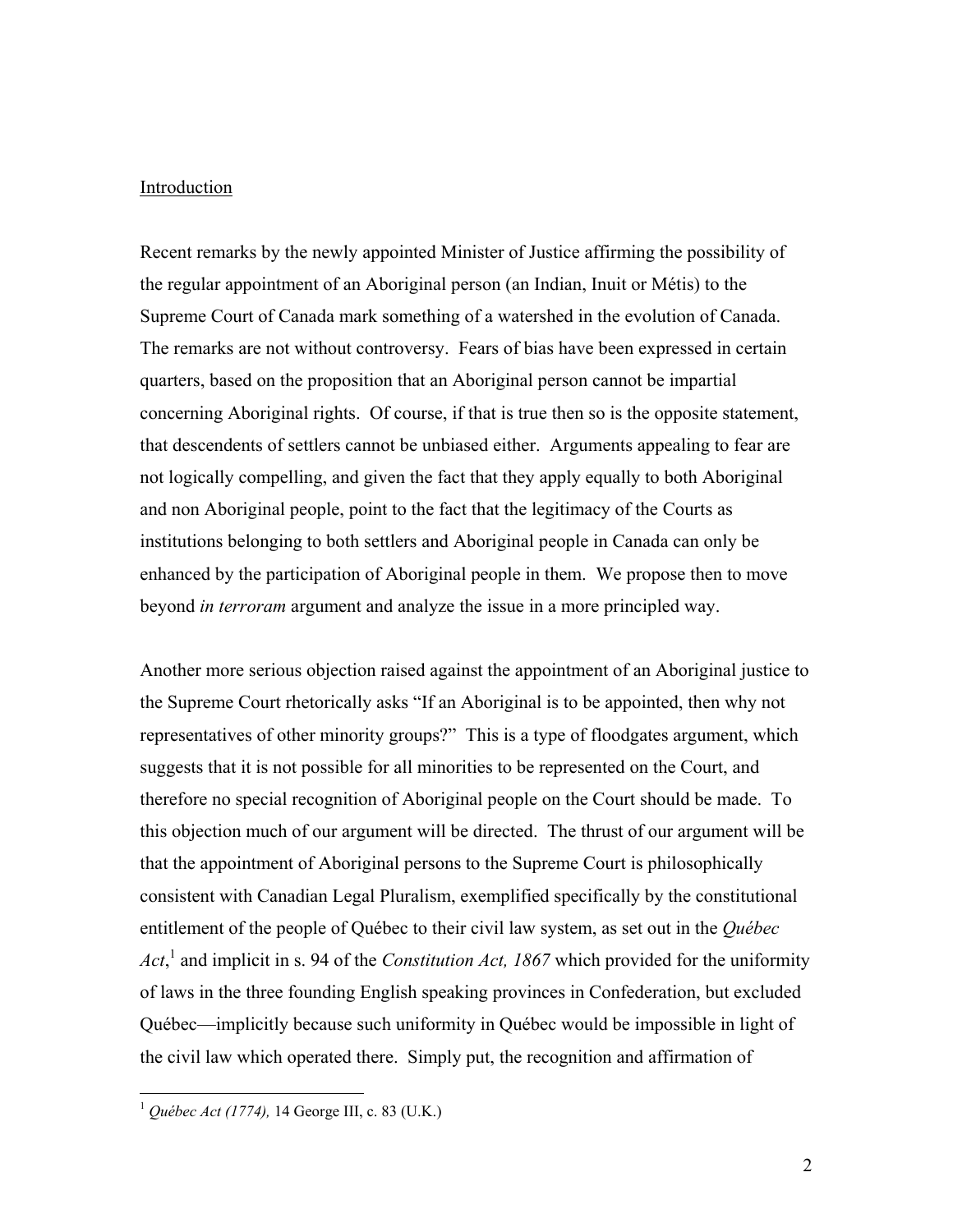Introduction

Recent remarks by the newly appointed Minister of Justice affirming the possibility of the regular appointment of an Aboriginal person (an Indian, Inuit or Métis) to the Supreme Court of Canada mark something of a watershed in the evolution of Canada. The remarks are not without controversy. Fears of bias have been expressed in certain quarters, based on the proposition that an Aboriginal person cannot be impartial concerning Aboriginal rights. Of course, if that is true then so is the opposite statement, that descendents of settlers cannot be unbiased either. Arguments appealing to fear are not logically compelling, and given the fact that they apply equally to both Aboriginal and non Aboriginal people, point to the fact that the legitimacy of the Courts as institutions belonging to both settlers and Aboriginal people in Canada can only be enhanced by the participation of Aboriginal people in them. We propose then to move beyond *in terroram* argument and analyze the issue in a more principled way.

Another more serious objection raised against the appointment of an Aboriginal justice to the Supreme Court rhetorically asks "If an Aboriginal is to be appointed, then why not representatives of other minority groups?" This is a type of floodgates argument, which suggests that it is not possible for all minorities to be represented on the Court, and therefore no special recognition of Aboriginal people on the Court should be made. To this objection much of our argument will be directed. The thrust of our argument will be that the appointment of Aboriginal persons to the Supreme Court is philosophically consistent with Canadian Legal Pluralism, exemplified specifically by the constitutional entitlement of the people of Québec to their civil law system, as set out in the *Québec Act*,[1] and implicit in s. 94 of the *Constitution Act, 1867* which provided for the uniformity of laws in the three founding English speaking provinces in Confederation, but excluded Québec—implicitly because such uniformity in Québec would be impossible in light of the civil law which operated there. Simply put, the recognition and affirmation of

[1] *Québec Act (1774),* 14 George III, c. 83 (U.K.)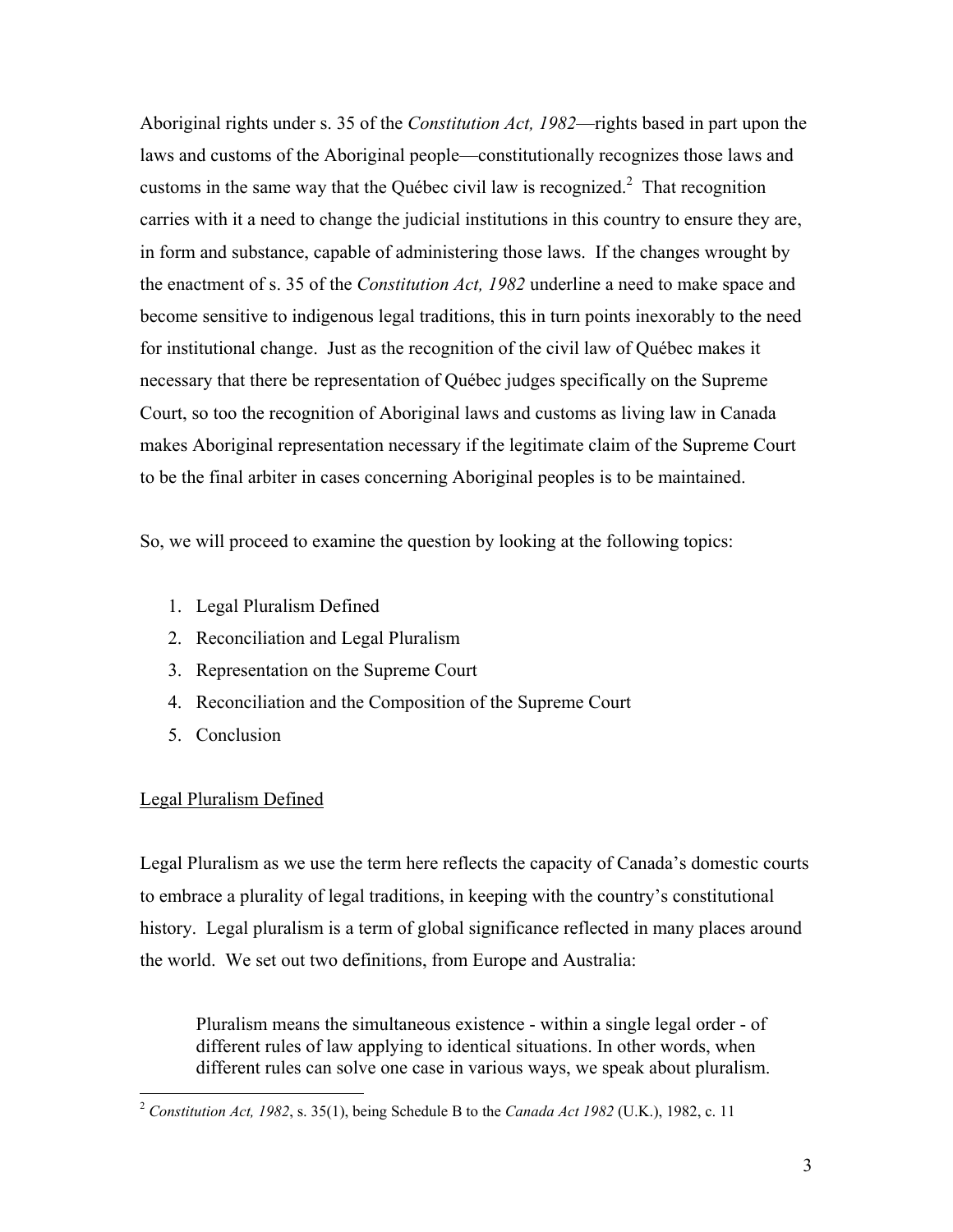Aboriginal rights under s. 35 of the *Constitution Act, 1982*—rights based in part upon the laws and customs of the Aboriginal people—constitutionally recognizes those laws and customs in the same way that the Québec civil law is recognized.[2] That recognition carries with it a need to change the judicial institutions in this country to ensure they are, in form and substance, capable of administering those laws. If the changes wrought by the enactment of s. 35 of the *Constitution Act, 1982* underline a need to make space and become sensitive to indigenous legal traditions, this in turn points inexorably to the need for institutional change. Just as the recognition of the civil law of Québec makes it necessary that there be representation of Québec judges specifically on the Supreme Court, so too the recognition of Aboriginal laws and customs as living law in Canada makes Aboriginal representation necessary if the legitimate claim of the Supreme Court to be the final arbiter in cases concerning Aboriginal peoples is to be maintained.

So, we will proceed to examine the question by looking at the following topics:

1. Legal Pluralism Defined
2. Reconciliation and Legal Pluralism
3. Representation on the Supreme Court
4. Reconciliation and the Composition of the Supreme Court
5. Conclusion

## Legal Pluralism Defined

Legal Pluralism as we use the term here reflects the capacity of Canada's domestic courts to embrace a plurality of legal traditions, in keeping with the country's constitutional history. Legal pluralism is a term of global significance reflected in many places around the world. We set out two definitions, from Europe and Australia:

> Pluralism means the simultaneous existence - within a single legal order - of different rules of law applying to identical situations. In other words, when different rules can solve one case in various ways, we speak about pluralism.

---

[2] *Constitution Act, 1982*, s. 35(1), being Schedule B to the *Canada Act 1982* (U.K.), 1982, c. 11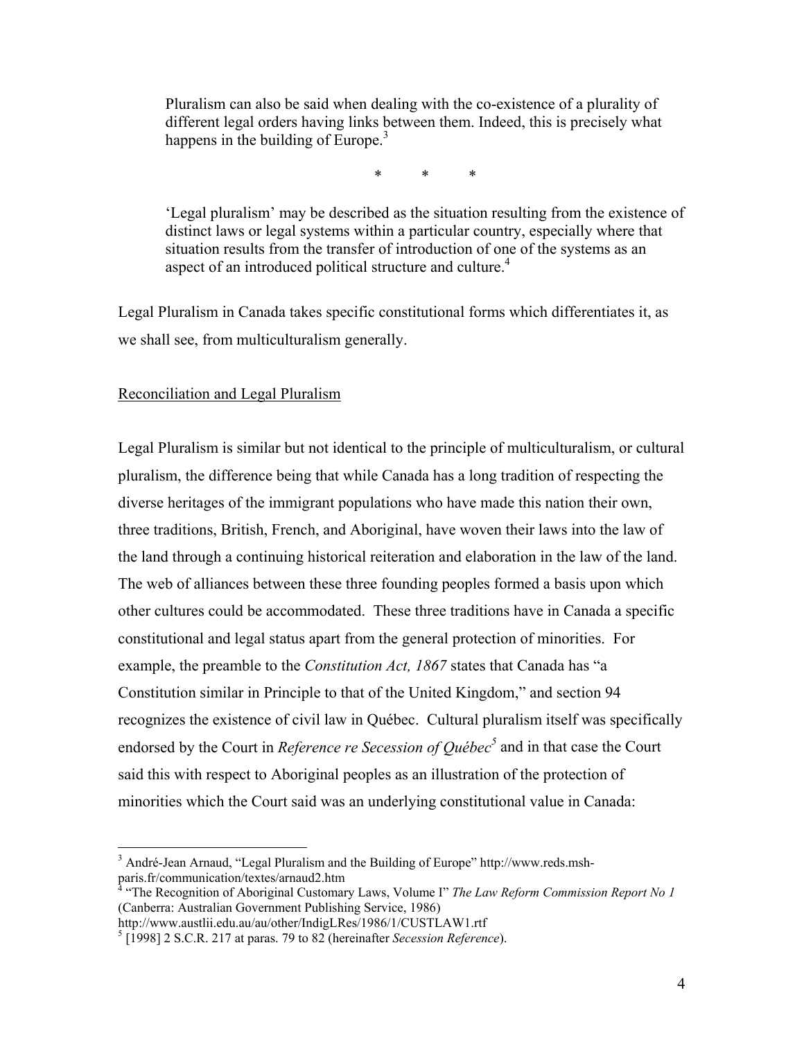> Pluralism can also be said when dealing with the co-existence of a plurality of different legal orders having links between them. Indeed, this is precisely what happens in the building of Europe.[3]
>
> \* \* \*
>
> 'Legal pluralism' may be described as the situation resulting from the existence of distinct laws or legal systems within a particular country, especially where that situation results from the transfer of introduction of one of the systems as an aspect of an introduced political structure and culture.[4]

Legal Pluralism in Canada takes specific constitutional forms which differentiates it, as we shall see, from multiculturalism generally.

<u>Reconciliation and Legal Pluralism</u>

Legal Pluralism is similar but not identical to the principle of multiculturalism, or cultural pluralism, the difference being that while Canada has a long tradition of respecting the diverse heritages of the immigrant populations who have made this nation their own, three traditions, British, French, and Aboriginal, have woven their laws into the law of the land through a continuing historical reiteration and elaboration in the law of the land. The web of alliances between these three founding peoples formed a basis upon which other cultures could be accommodated. These three traditions have in Canada a specific constitutional and legal status apart from the general protection of minorities. For example, the preamble to the *Constitution Act, 1867* states that Canada has "a Constitution similar in Principle to that of the United Kingdom," and section 94 recognizes the existence of civil law in Québec. Cultural pluralism itself was specifically endorsed by the Court in *Reference re Secession of Québec*[5] and in that case the Court said this with respect to Aboriginal peoples as an illustration of the protection of minorities which the Court said was an underlying constitutional value in Canada:

---

[3] André-Jean Arnaud, "Legal Pluralism and the Building of Europe" http://www.reds.msh-paris.fr/communication/textes/arnaud2.htm

[4] "The Recognition of Aboriginal Customary Laws, Volume I" *The Law Reform Commission Report No 1* (Canberra: Australian Government Publishing Service, 1986) http://www.austlii.edu.au/au/other/IndigLRes/1986/1/CUSTLAW1.rtf

[5] [1998] 2 S.C.R. 217 at paras. 79 to 82 (hereinafter *Secession Reference*).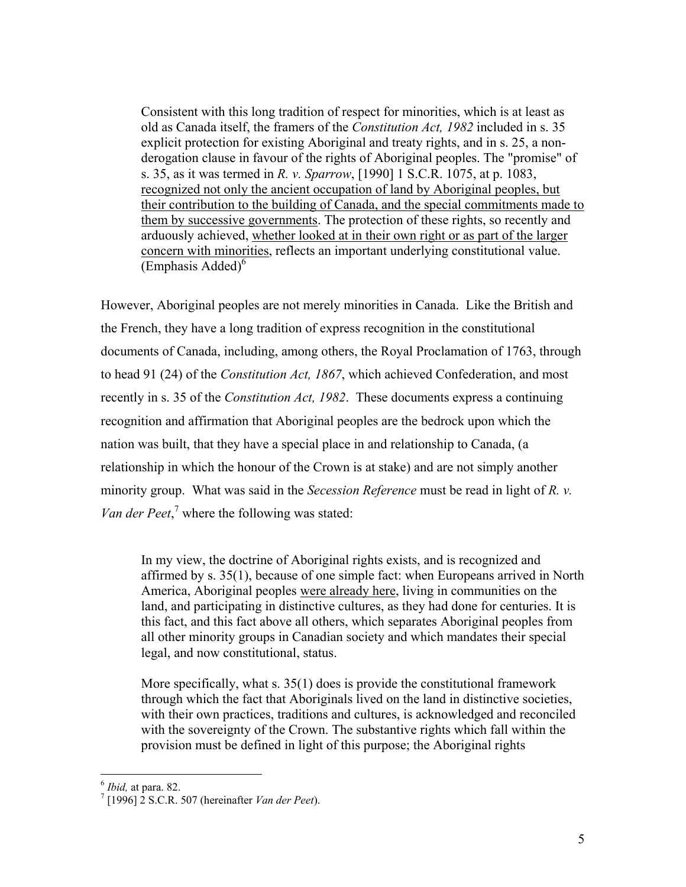> Consistent with this long tradition of respect for minorities, which is at least as old as Canada itself, the framers of the *Constitution Act, 1982* included in s. 35 explicit protection for existing Aboriginal and treaty rights, and in s. 25, a non-derogation clause in favour of the rights of Aboriginal peoples. The "promise" of s. 35, as it was termed in *R. v. Sparrow*, [1990] 1 S.C.R. 1075, at p. 1083, <u>recognized not only the ancient occupation of land by Aboriginal peoples, but their contribution to the building of Canada, and the special commitments made to them by successive governments</u>. The protection of these rights, so recently and arduously achieved, <u>whether looked at in their own right or as part of the larger concern with minorities</u>, reflects an important underlying constitutional value. (Emphasis Added)[6]

However, Aboriginal peoples are not merely minorities in Canada. Like the British and the French, they have a long tradition of express recognition in the constitutional documents of Canada, including, among others, the Royal Proclamation of 1763, through to head 91 (24) of the *Constitution Act, 1867*, which achieved Confederation, and most recently in s. 35 of the *Constitution Act, 1982*. These documents express a continuing recognition and affirmation that Aboriginal peoples are the bedrock upon which the nation was built, that they have a special place in and relationship to Canada, (a relationship in which the honour of the Crown is at stake) and are not simply another minority group. What was said in the *Secession Reference* must be read in light of *R. v. Van der Peet*,[7] where the following was stated:

> In my view, the doctrine of Aboriginal rights exists, and is recognized and affirmed by s. 35(1), because of one simple fact: when Europeans arrived in North America, Aboriginal peoples <u>were already here</u>, living in communities on the land, and participating in distinctive cultures, as they had done for centuries. It is this fact, and this fact above all others, which separates Aboriginal peoples from all other minority groups in Canadian society and which mandates their special legal, and now constitutional, status.
>
> More specifically, what s. 35(1) does is provide the constitutional framework through which the fact that Aboriginals lived on the land in distinctive societies, with their own practices, traditions and cultures, is acknowledged and reconciled with the sovereignty of the Crown. The substantive rights which fall within the provision must be defined in light of this purpose; the Aboriginal rights

---

[6] *Ibid,* at para. 82.

[7] [1996] 2 S.C.R. 507 (hereinafter *Van der Peet*).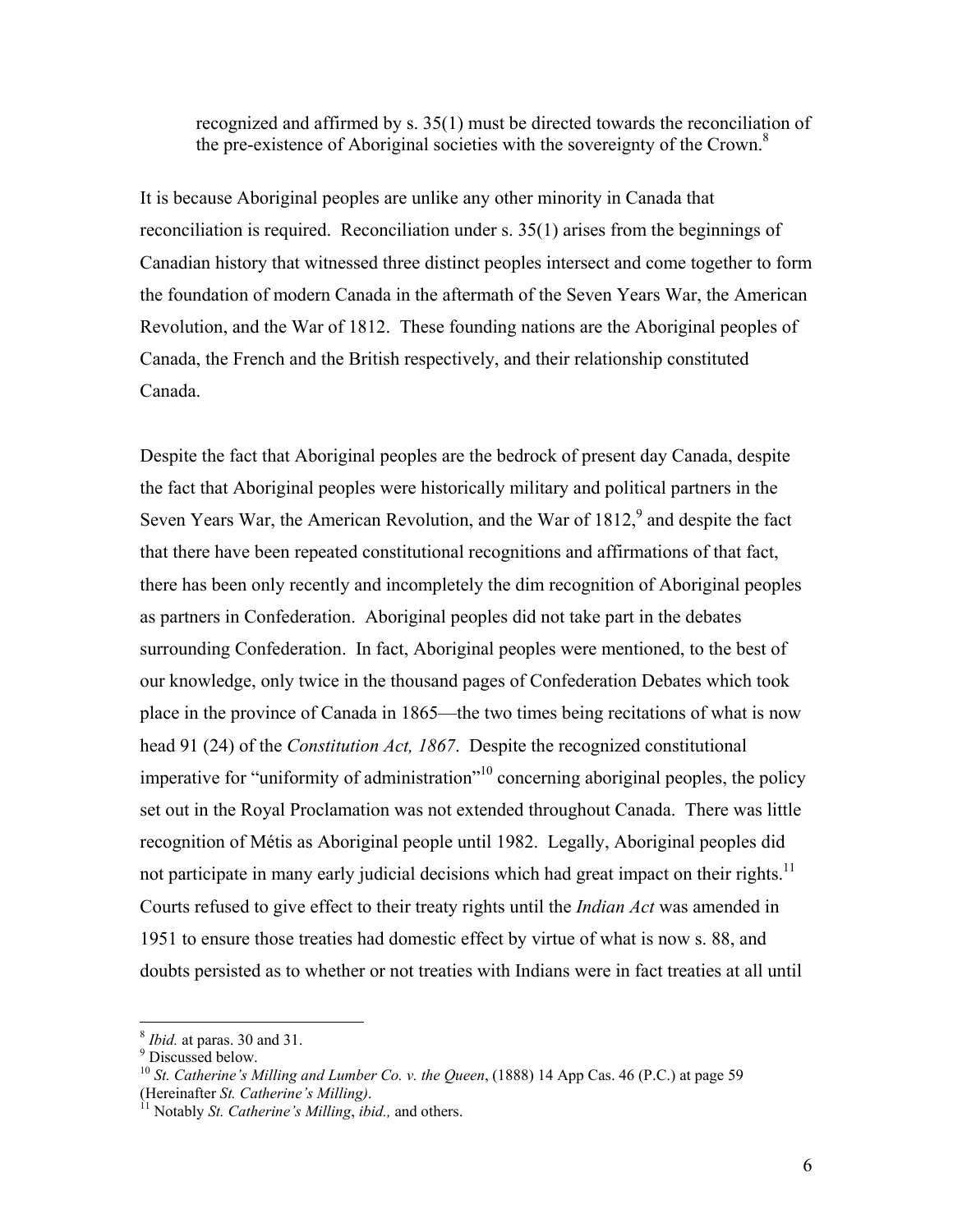> recognized and affirmed by s. 35(1) must be directed towards the reconciliation of the pre-existence of Aboriginal societies with the sovereignty of the Crown.[8]

It is because Aboriginal peoples are unlike any other minority in Canada that reconciliation is required. Reconciliation under s. 35(1) arises from the beginnings of Canadian history that witnessed three distinct peoples intersect and come together to form the foundation of modern Canada in the aftermath of the Seven Years War, the American Revolution, and the War of 1812. These founding nations are the Aboriginal peoples of Canada, the French and the British respectively, and their relationship constituted Canada.

Despite the fact that Aboriginal peoples are the bedrock of present day Canada, despite the fact that Aboriginal peoples were historically military and political partners in the Seven Years War, the American Revolution, and the War of 1812,[9] and despite the fact that there have been repeated constitutional recognitions and affirmations of that fact, there has been only recently and incompletely the dim recognition of Aboriginal peoples as partners in Confederation. Aboriginal peoples did not take part in the debates surrounding Confederation. In fact, Aboriginal peoples were mentioned, to the best of our knowledge, only twice in the thousand pages of Confederation Debates which took place in the province of Canada in 1865—the two times being recitations of what is now head 91 (24) of the *Constitution Act, 1867*. Despite the recognized constitutional imperative for "uniformity of administration"[10] concerning aboriginal peoples, the policy set out in the Royal Proclamation was not extended throughout Canada. There was little recognition of Métis as Aboriginal people until 1982. Legally, Aboriginal peoples did not participate in many early judicial decisions which had great impact on their rights.[11] Courts refused to give effect to their treaty rights until the *Indian Act* was amended in 1951 to ensure those treaties had domestic effect by virtue of what is now s. 88, and doubts persisted as to whether or not treaties with Indians were in fact treaties at all until

---

[8] *Ibid.* at paras. 30 and 31.

[9] Discussed below.

[10] *St. Catherine's Milling and Lumber Co. v. the Queen*, (1888) 14 App Cas. 46 (P.C.) at page 59 (Hereinafter *St. Catherine's Milling)*.

[11] Notably *St. Catherine's Milling*, *ibid.,* and others.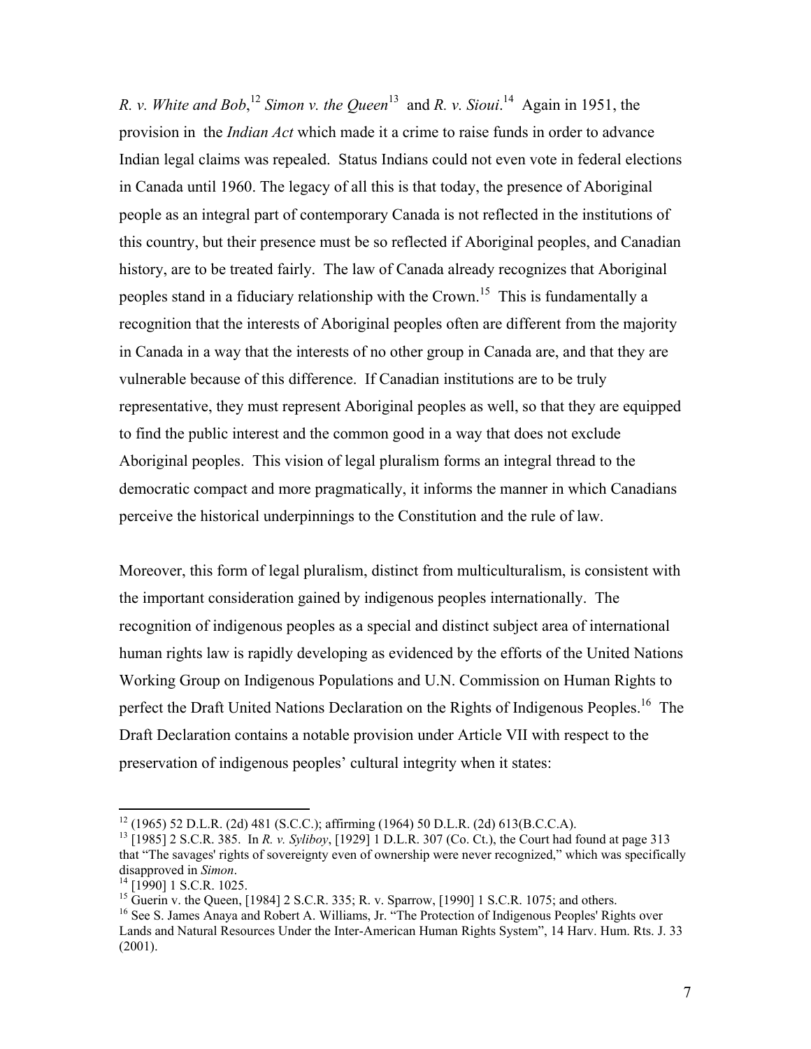*R. v. White and Bob*,[12] *Simon v. the Queen*[13] and *R. v. Sioui*.[14] Again in 1951, the provision in the *Indian Act* which made it a crime to raise funds in order to advance Indian legal claims was repealed. Status Indians could not even vote in federal elections in Canada until 1960. The legacy of all this is that today, the presence of Aboriginal people as an integral part of contemporary Canada is not reflected in the institutions of this country, but their presence must be so reflected if Aboriginal peoples, and Canadian history, are to be treated fairly. The law of Canada already recognizes that Aboriginal peoples stand in a fiduciary relationship with the Crown.[15] This is fundamentally a recognition that the interests of Aboriginal peoples often are different from the majority in Canada in a way that the interests of no other group in Canada are, and that they are vulnerable because of this difference. If Canadian institutions are to be truly representative, they must represent Aboriginal peoples as well, so that they are equipped to find the public interest and the common good in a way that does not exclude Aboriginal peoples. This vision of legal pluralism forms an integral thread to the democratic compact and more pragmatically, it informs the manner in which Canadians perceive the historical underpinnings to the Constitution and the rule of law.

Moreover, this form of legal pluralism, distinct from multiculturalism, is consistent with the important consideration gained by indigenous peoples internationally. The recognition of indigenous peoples as a special and distinct subject area of international human rights law is rapidly developing as evidenced by the efforts of the United Nations Working Group on Indigenous Populations and U.N. Commission on Human Rights to perfect the Draft United Nations Declaration on the Rights of Indigenous Peoples.[16] The Draft Declaration contains a notable provision under Article VII with respect to the preservation of indigenous peoples' cultural integrity when it states:

---

[12] (1965) 52 D.L.R. (2d) 481 (S.C.C.); affirming (1964) 50 D.L.R. (2d) 613(B.C.C.A).

[13] [1985] 2 S.C.R. 385. In *R. v. Syliboy*, [1929] 1 D.L.R. 307 (Co. Ct.), the Court had found at page 313 that "The savages' rights of sovereignty even of ownership were never recognized," which was specifically disapproved in *Simon*.

[14] [1990] 1 S.C.R. 1025.

[15] Guerin v. the Queen, [1984] 2 S.C.R. 335; R. v. Sparrow, [1990] 1 S.C.R. 1075; and others.

[16] See S. James Anaya and Robert A. Williams, Jr. "The Protection of Indigenous Peoples' Rights over Lands and Natural Resources Under the Inter-American Human Rights System", 14 Harv. Hum. Rts. J. 33 (2001).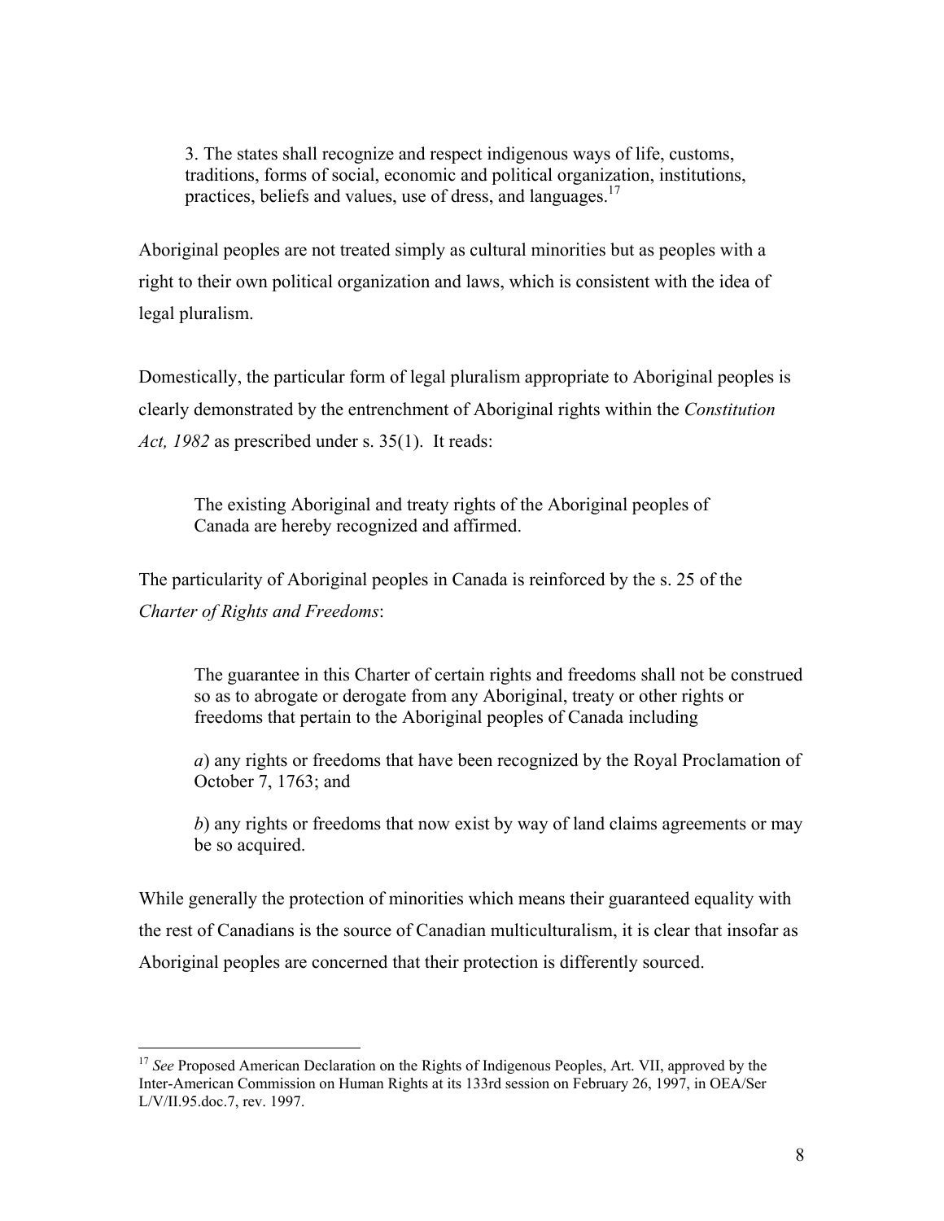> 3. The states shall recognize and respect indigenous ways of life, customs, traditions, forms of social, economic and political organization, institutions, practices, beliefs and values, use of dress, and languages.[17]

Aboriginal peoples are not treated simply as cultural minorities but as peoples with a right to their own political organization and laws, which is consistent with the idea of legal pluralism.

Domestically, the particular form of legal pluralism appropriate to Aboriginal peoples is clearly demonstrated by the entrenchment of Aboriginal rights within the *Constitution Act, 1982* as prescribed under s. 35(1). It reads:

> The existing Aboriginal and treaty rights of the Aboriginal peoples of Canada are hereby recognized and affirmed.

The particularity of Aboriginal peoples in Canada is reinforced by the s. 25 of the *Charter of Rights and Freedoms*:

> The guarantee in this Charter of certain rights and freedoms shall not be construed so as to abrogate or derogate from any Aboriginal, treaty or other rights or freedoms that pertain to the Aboriginal peoples of Canada including
>
> *a*) any rights or freedoms that have been recognized by the Royal Proclamation of October 7, 1763; and
>
> *b*) any rights or freedoms that now exist by way of land claims agreements or may be so acquired.

While generally the protection of minorities which means their guaranteed equality with the rest of Canadians is the source of Canadian multiculturalism, it is clear that insofar as Aboriginal peoples are concerned that their protection is differently sourced.

---

[17] *See* Proposed American Declaration on the Rights of Indigenous Peoples, Art. VII, approved by the Inter-American Commission on Human Rights at its 133rd session on February 26, 1997, in OEA/Ser L/V/II.95.doc.7, rev. 1997.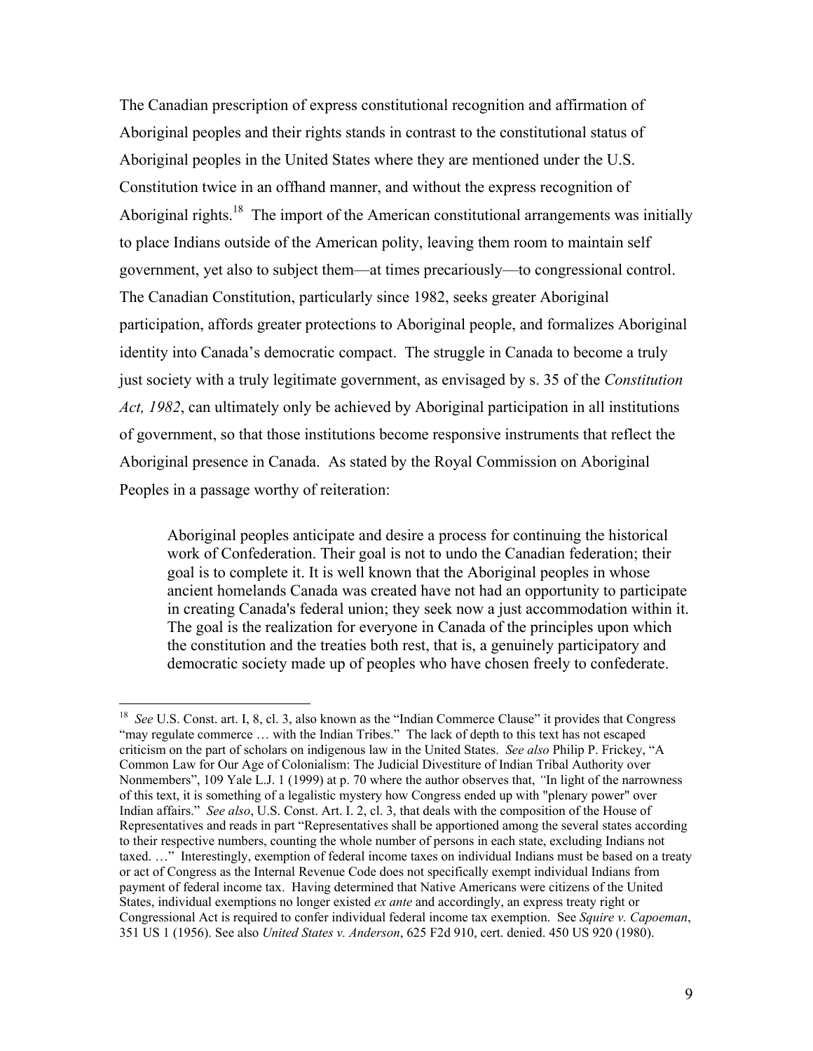The Canadian prescription of express constitutional recognition and affirmation of Aboriginal peoples and their rights stands in contrast to the constitutional status of Aboriginal peoples in the United States where they are mentioned under the U.S. Constitution twice in an offhand manner, and without the express recognition of Aboriginal rights.[18] The import of the American constitutional arrangements was initially to place Indians outside of the American polity, leaving them room to maintain self government, yet also to subject them—at times precariously—to congressional control. The Canadian Constitution, particularly since 1982, seeks greater Aboriginal participation, affords greater protections to Aboriginal people, and formalizes Aboriginal identity into Canada's democratic compact. The struggle in Canada to become a truly just society with a truly legitimate government, as envisaged by s. 35 of the *Constitution Act, 1982*, can ultimately only be achieved by Aboriginal participation in all institutions of government, so that those institutions become responsive instruments that reflect the Aboriginal presence in Canada. As stated by the Royal Commission on Aboriginal Peoples in a passage worthy of reiteration:

> Aboriginal peoples anticipate and desire a process for continuing the historical work of Confederation. Their goal is not to undo the Canadian federation; their goal is to complete it. It is well known that the Aboriginal peoples in whose ancient homelands Canada was created have not had an opportunity to participate in creating Canada's federal union; they seek now a just accommodation within it. The goal is the realization for everyone in Canada of the principles upon which the constitution and the treaties both rest, that is, a genuinely participatory and democratic society made up of peoples who have chosen freely to confederate.

---

[18] *See* U.S. Const. art. I, 8, cl. 3, also known as the "Indian Commerce Clause" it provides that Congress "may regulate commerce … with the Indian Tribes." The lack of depth to this text has not escaped criticism on the part of scholars on indigenous law in the United States. *See also* Philip P. Frickey, "A Common Law for Our Age of Colonialism: The Judicial Divestiture of Indian Tribal Authority over Nonmembers", 109 Yale L.J. 1 (1999) at p. 70 where the author observes that, *"*In light of the narrowness of this text, it is something of a legalistic mystery how Congress ended up with "plenary power" over Indian affairs." *See also*, U.S. Const. Art. I. 2, cl. 3, that deals with the composition of the House of Representatives and reads in part "Representatives shall be apportioned among the several states according to their respective numbers, counting the whole number of persons in each state, excluding Indians not taxed. …" Interestingly, exemption of federal income taxes on individual Indians must be based on a treaty or act of Congress as the Internal Revenue Code does not specifically exempt individual Indians from payment of federal income tax. Having determined that Native Americans were citizens of the United States, individual exemptions no longer existed *ex ante* and accordingly, an express treaty right or Congressional Act is required to confer individual federal income tax exemption. See *Squire v. Capoeman*, 351 US 1 (1956). See also *United States v. Anderson*, 625 F2d 910, cert. denied. 450 US 920 (1980).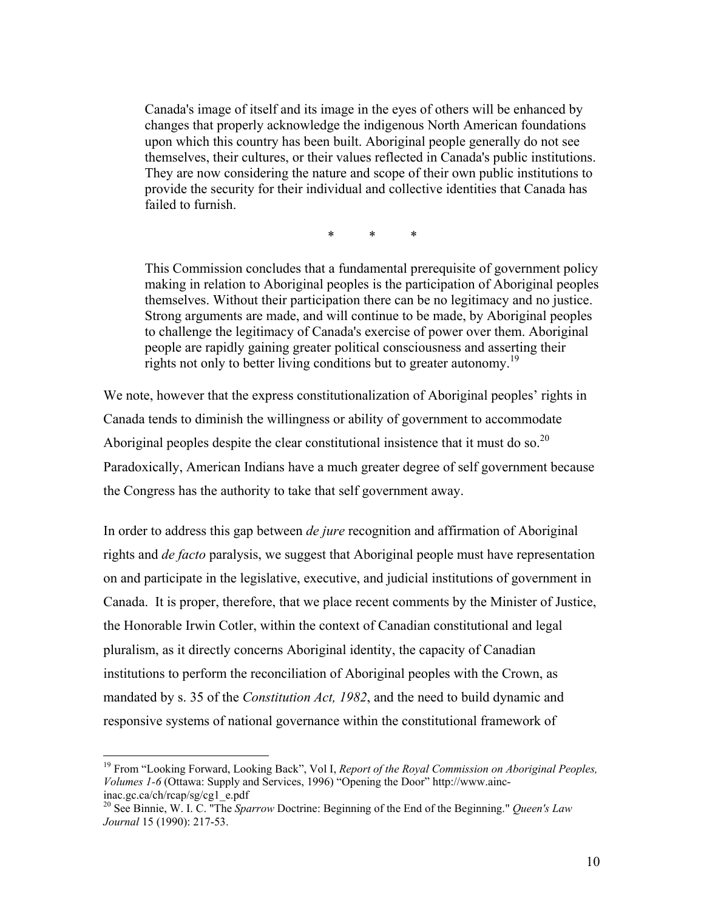> Canada's image of itself and its image in the eyes of others will be enhanced by changes that properly acknowledge the indigenous North American foundations upon which this country has been built. Aboriginal people generally do not see themselves, their cultures, or their values reflected in Canada's public institutions. They are now considering the nature and scope of their own public institutions to provide the security for their individual and collective identities that Canada has failed to furnish.
>
> \* \* \*
>
> This Commission concludes that a fundamental prerequisite of government policy making in relation to Aboriginal peoples is the participation of Aboriginal peoples themselves. Without their participation there can be no legitimacy and no justice. Strong arguments are made, and will continue to be made, by Aboriginal peoples to challenge the legitimacy of Canada's exercise of power over them. Aboriginal people are rapidly gaining greater political consciousness and asserting their rights not only to better living conditions but to greater autonomy.[19]

We note, however that the express constitutionalization of Aboriginal peoples' rights in Canada tends to diminish the willingness or ability of government to accommodate Aboriginal peoples despite the clear constitutional insistence that it must do so.[20] Paradoxically, American Indians have a much greater degree of self government because the Congress has the authority to take that self government away.

In order to address this gap between *de jure* recognition and affirmation of Aboriginal rights and *de facto* paralysis, we suggest that Aboriginal people must have representation on and participate in the legislative, executive, and judicial institutions of government in Canada. It is proper, therefore, that we place recent comments by the Minister of Justice, the Honorable Irwin Cotler, within the context of Canadian constitutional and legal pluralism, as it directly concerns Aboriginal identity, the capacity of Canadian institutions to perform the reconciliation of Aboriginal peoples with the Crown, as mandated by s. 35 of the *Constitution Act, 1982*, and the need to build dynamic and responsive systems of national governance within the constitutional framework of

---

[19] From "Looking Forward, Looking Back", Vol I, *Report of the Royal Commission on Aboriginal Peoples, Volumes 1-6* (Ottawa: Supply and Services, 1996) "Opening the Door" http://www.ainc-inac.gc.ca/ch/rcap/sg/cg1_e.pdf

[20] See Binnie, W. I. C. "The *Sparrow* Doctrine: Beginning of the End of the Beginning." *Queen's Law Journal* 15 (1990): 217-53.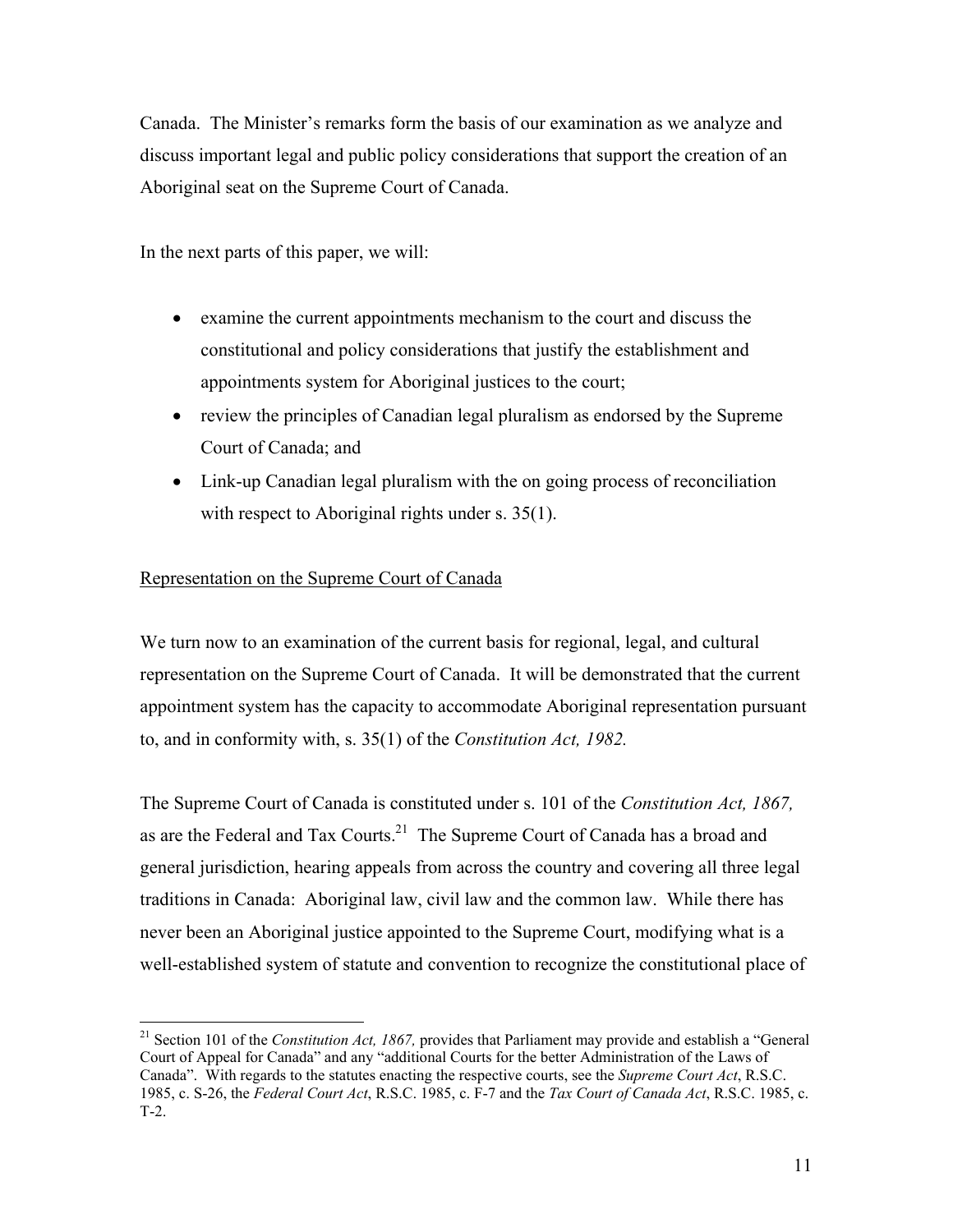Canada. The Minister's remarks form the basis of our examination as we analyze and discuss important legal and public policy considerations that support the creation of an Aboriginal seat on the Supreme Court of Canada.

In the next parts of this paper, we will:

- examine the current appointments mechanism to the court and discuss the constitutional and policy considerations that justify the establishment and appointments system for Aboriginal justices to the court;
- review the principles of Canadian legal pluralism as endorsed by the Supreme Court of Canada; and
- Link-up Canadian legal pluralism with the on going process of reconciliation with respect to Aboriginal rights under s. 35(1).

<u>Representation on the Supreme Court of Canada</u>

We turn now to an examination of the current basis for regional, legal, and cultural representation on the Supreme Court of Canada. It will be demonstrated that the current appointment system has the capacity to accommodate Aboriginal representation pursuant to, and in conformity with, s. 35(1) of the *Constitution Act, 1982.*

The Supreme Court of Canada is constituted under s. 101 of the *Constitution Act, 1867,* as are the Federal and Tax Courts.[21] The Supreme Court of Canada has a broad and general jurisdiction, hearing appeals from across the country and covering all three legal traditions in Canada: Aboriginal law, civil law and the common law. While there has never been an Aboriginal justice appointed to the Supreme Court, modifying what is a well-established system of statute and convention to recognize the constitutional place of

---

[21] Section 101 of the *Constitution Act, 1867,* provides that Parliament may provide and establish a "General Court of Appeal for Canada" and any "additional Courts for the better Administration of the Laws of Canada". With regards to the statutes enacting the respective courts, see the *Supreme Court Act*, R.S.C. 1985, c. S-26, the *Federal Court Act*, R.S.C. 1985, c. F-7 and the *Tax Court of Canada Act*, R.S.C. 1985, c. T-2.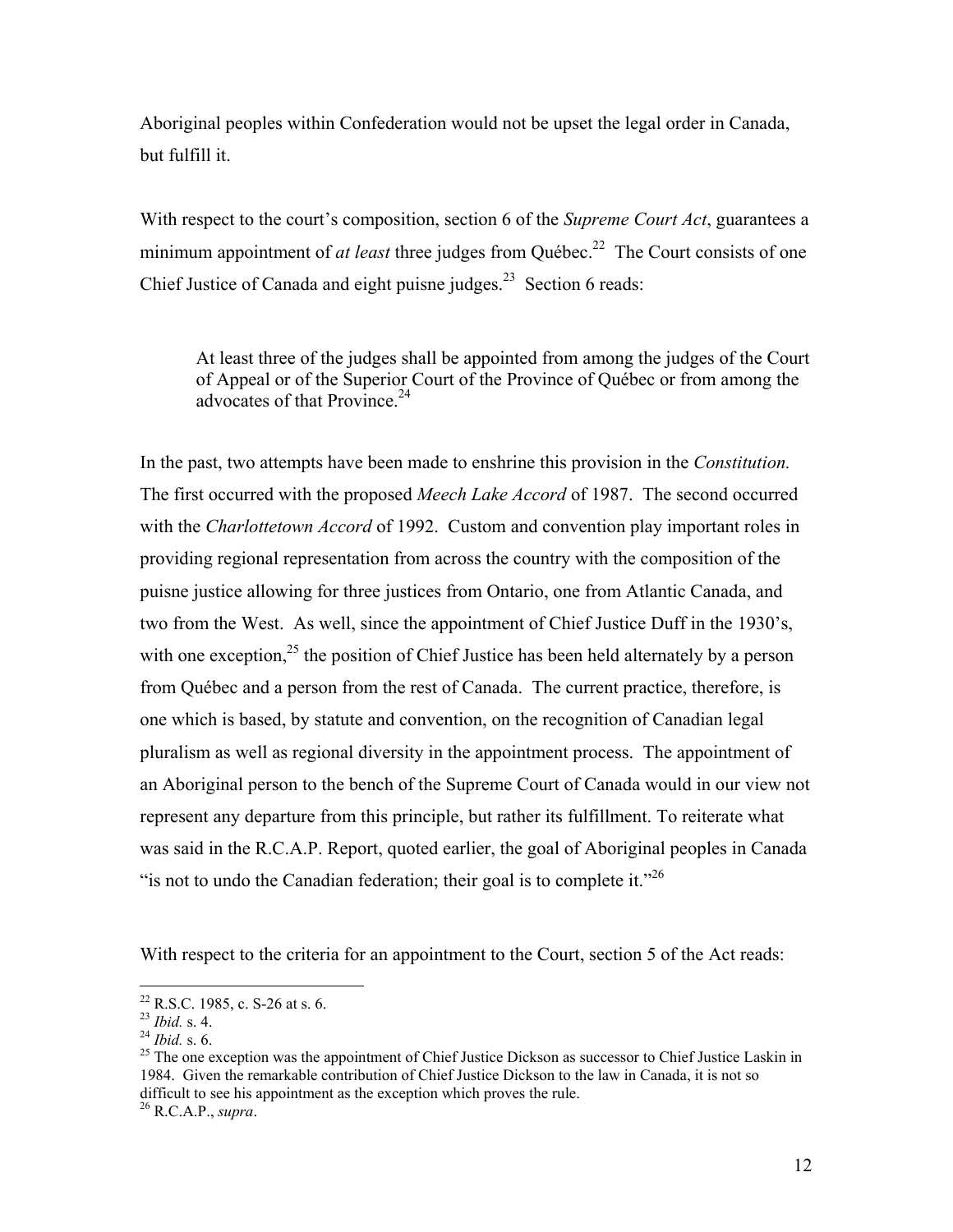Aboriginal peoples within Confederation would not be upset the legal order in Canada, but fulfill it.

With respect to the court's composition, section 6 of the *Supreme Court Act*, guarantees a minimum appointment of *at least* three judges from Québec.[22] The Court consists of one Chief Justice of Canada and eight puisne judges.[23] Section 6 reads:

> At least three of the judges shall be appointed from among the judges of the Court of Appeal or of the Superior Court of the Province of Québec or from among the advocates of that Province.[24]

In the past, two attempts have been made to enshrine this provision in the *Constitution.* The first occurred with the proposed *Meech Lake Accord* of 1987. The second occurred with the *Charlottetown Accord* of 1992. Custom and convention play important roles in providing regional representation from across the country with the composition of the puisne justice allowing for three justices from Ontario, one from Atlantic Canada, and two from the West. As well, since the appointment of Chief Justice Duff in the 1930's, with one exception,[25] the position of Chief Justice has been held alternately by a person from Québec and a person from the rest of Canada. The current practice, therefore, is one which is based, by statute and convention, on the recognition of Canadian legal pluralism as well as regional diversity in the appointment process. The appointment of an Aboriginal person to the bench of the Supreme Court of Canada would in our view not represent any departure from this principle, but rather its fulfillment. To reiterate what was said in the R.C.A.P. Report, quoted earlier, the goal of Aboriginal peoples in Canada "is not to undo the Canadian federation; their goal is to complete it."[26]

With respect to the criteria for an appointment to the Court, section 5 of the Act reads:

---

[22] R.S.C. 1985, c. S-26 at s. 6.

[23] *Ibid.* s. 4.

[24] *Ibid.* s. 6.

[25] The one exception was the appointment of Chief Justice Dickson as successor to Chief Justice Laskin in 1984. Given the remarkable contribution of Chief Justice Dickson to the law in Canada, it is not so difficult to see his appointment as the exception which proves the rule.

[26] R.C.A.P., *supra*.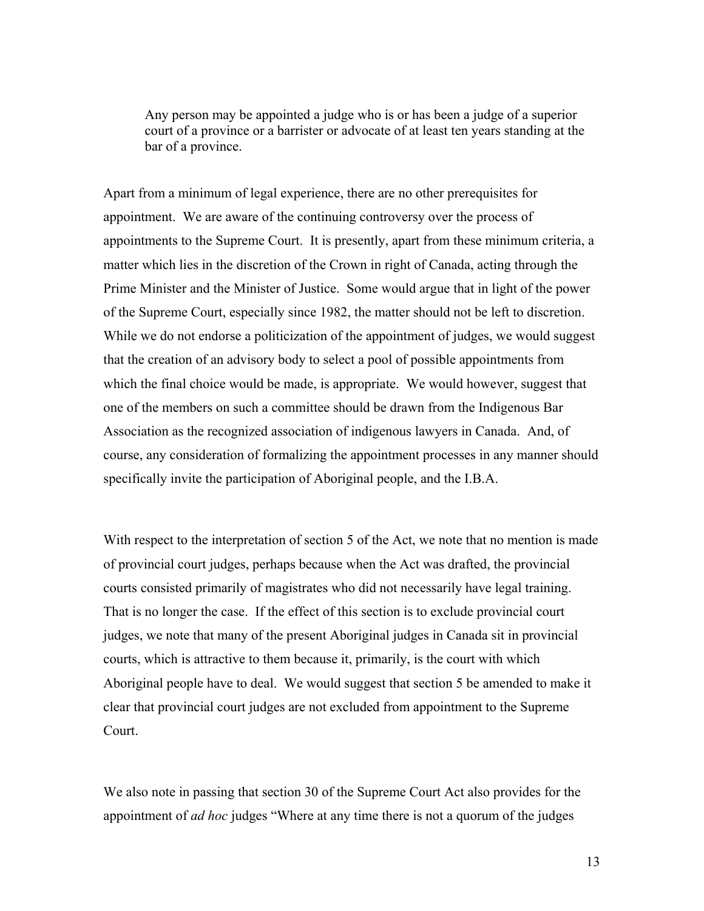> Any person may be appointed a judge who is or has been a judge of a superior court of a province or a barrister or advocate of at least ten years standing at the bar of a province.

Apart from a minimum of legal experience, there are no other prerequisites for appointment. We are aware of the continuing controversy over the process of appointments to the Supreme Court. It is presently, apart from these minimum criteria, a matter which lies in the discretion of the Crown in right of Canada, acting through the Prime Minister and the Minister of Justice. Some would argue that in light of the power of the Supreme Court, especially since 1982, the matter should not be left to discretion. While we do not endorse a politicization of the appointment of judges, we would suggest that the creation of an advisory body to select a pool of possible appointments from which the final choice would be made, is appropriate. We would however, suggest that one of the members on such a committee should be drawn from the Indigenous Bar Association as the recognized association of indigenous lawyers in Canada. And, of course, any consideration of formalizing the appointment processes in any manner should specifically invite the participation of Aboriginal people, and the I.B.A.

With respect to the interpretation of section 5 of the Act, we note that no mention is made of provincial court judges, perhaps because when the Act was drafted, the provincial courts consisted primarily of magistrates who did not necessarily have legal training. That is no longer the case. If the effect of this section is to exclude provincial court judges, we note that many of the present Aboriginal judges in Canada sit in provincial courts, which is attractive to them because it, primarily, is the court with which Aboriginal people have to deal. We would suggest that section 5 be amended to make it clear that provincial court judges are not excluded from appointment to the Supreme Court.

We also note in passing that section 30 of the Supreme Court Act also provides for the appointment of *ad hoc* judges "Where at any time there is not a quorum of the judges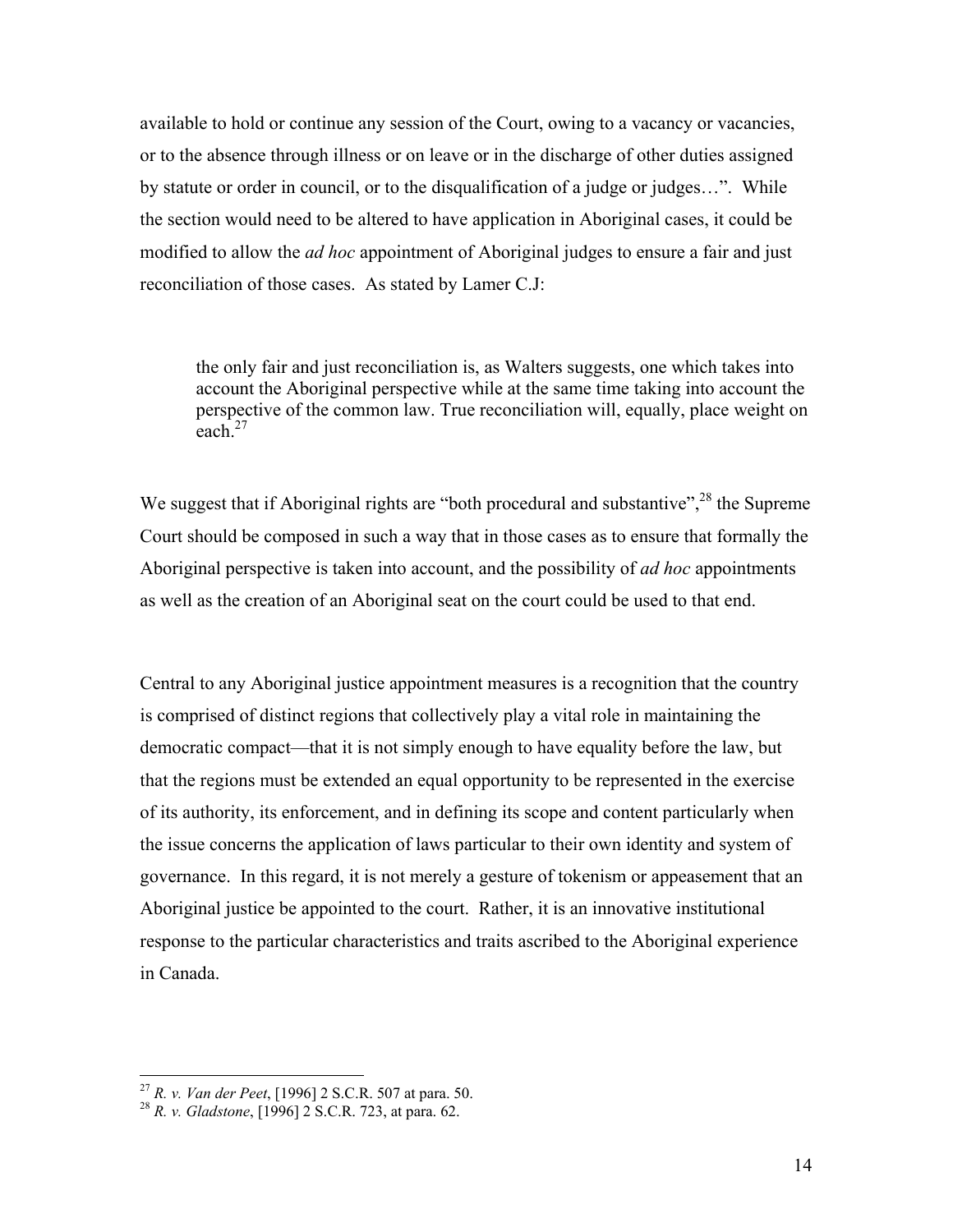available to hold or continue any session of the Court, owing to a vacancy or vacancies, or to the absence through illness or on leave or in the discharge of other duties assigned by statute or order in council, or to the disqualification of a judge or judges…". While the section would need to be altered to have application in Aboriginal cases, it could be modified to allow the *ad hoc* appointment of Aboriginal judges to ensure a fair and just reconciliation of those cases. As stated by Lamer C.J:

> the only fair and just reconciliation is, as Walters suggests, one which takes into account the Aboriginal perspective while at the same time taking into account the perspective of the common law. True reconciliation will, equally, place weight on each.[27]

We suggest that if Aboriginal rights are "both procedural and substantive",[28] the Supreme Court should be composed in such a way that in those cases as to ensure that formally the Aboriginal perspective is taken into account, and the possibility of *ad hoc* appointments as well as the creation of an Aboriginal seat on the court could be used to that end.

Central to any Aboriginal justice appointment measures is a recognition that the country is comprised of distinct regions that collectively play a vital role in maintaining the democratic compact—that it is not simply enough to have equality before the law, but that the regions must be extended an equal opportunity to be represented in the exercise of its authority, its enforcement, and in defining its scope and content particularly when the issue concerns the application of laws particular to their own identity and system of governance. In this regard, it is not merely a gesture of tokenism or appeasement that an Aboriginal justice be appointed to the court. Rather, it is an innovative institutional response to the particular characteristics and traits ascribed to the Aboriginal experience in Canada.

---

[27] *R. v. Van der Peet*, [1996] 2 S.C.R. 507 at para. 50.

[28] *R. v. Gladstone*, [1996] 2 S.C.R. 723, at para. 62.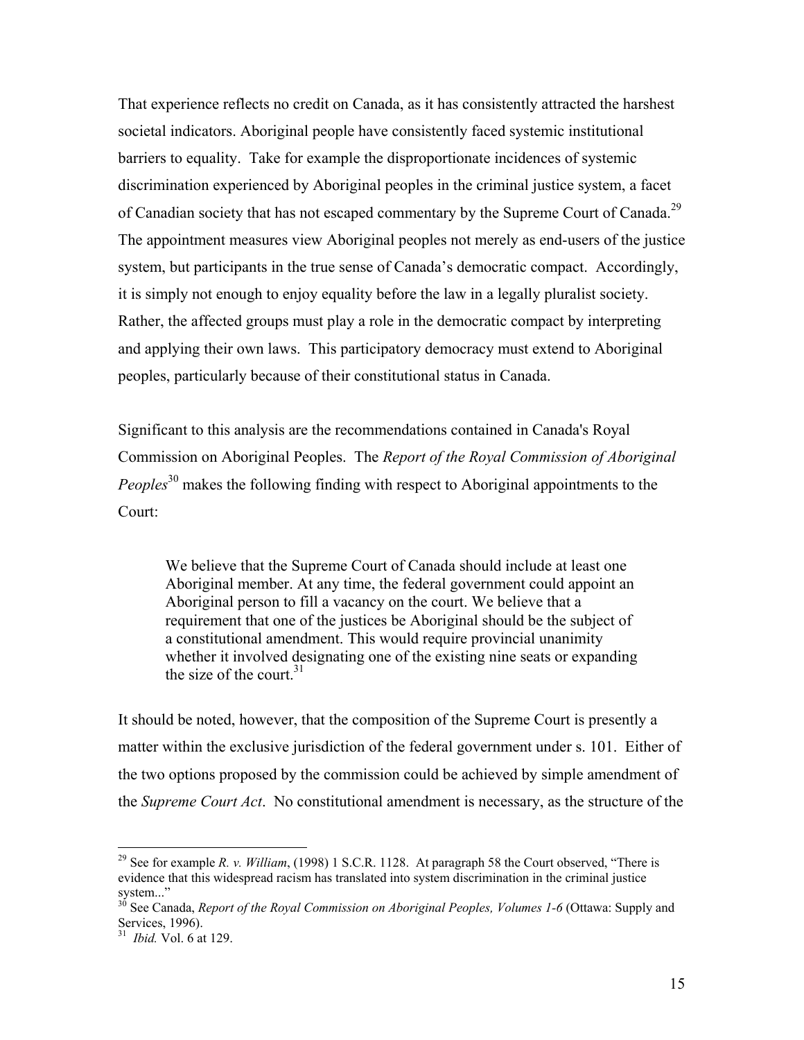That experience reflects no credit on Canada, as it has consistently attracted the harshest societal indicators. Aboriginal people have consistently faced systemic institutional barriers to equality. Take for example the disproportionate incidences of systemic discrimination experienced by Aboriginal peoples in the criminal justice system, a facet of Canadian society that has not escaped commentary by the Supreme Court of Canada.[29] The appointment measures view Aboriginal peoples not merely as end-users of the justice system, but participants in the true sense of Canada's democratic compact. Accordingly, it is simply not enough to enjoy equality before the law in a legally pluralist society. Rather, the affected groups must play a role in the democratic compact by interpreting and applying their own laws. This participatory democracy must extend to Aboriginal peoples, particularly because of their constitutional status in Canada.

Significant to this analysis are the recommendations contained in Canada's Royal Commission on Aboriginal Peoples. The *Report of the Royal Commission of Aboriginal Peoples*[30] makes the following finding with respect to Aboriginal appointments to the Court:

> We believe that the Supreme Court of Canada should include at least one Aboriginal member. At any time, the federal government could appoint an Aboriginal person to fill a vacancy on the court. We believe that a requirement that one of the justices be Aboriginal should be the subject of a constitutional amendment. This would require provincial unanimity whether it involved designating one of the existing nine seats or expanding the size of the court.[31]

It should be noted, however, that the composition of the Supreme Court is presently a matter within the exclusive jurisdiction of the federal government under s. 101. Either of the two options proposed by the commission could be achieved by simple amendment of the *Supreme Court Act*. No constitutional amendment is necessary, as the structure of the

---

[29] See for example *R. v. William*, (1998) 1 S.C.R. 1128. At paragraph 58 the Court observed, "There is evidence that this widespread racism has translated into system discrimination in the criminal justice system..."

[30] See Canada, *Report of the Royal Commission on Aboriginal Peoples, Volumes 1-6* (Ottawa: Supply and Services, 1996).

[31] *Ibid.* Vol. 6 at 129.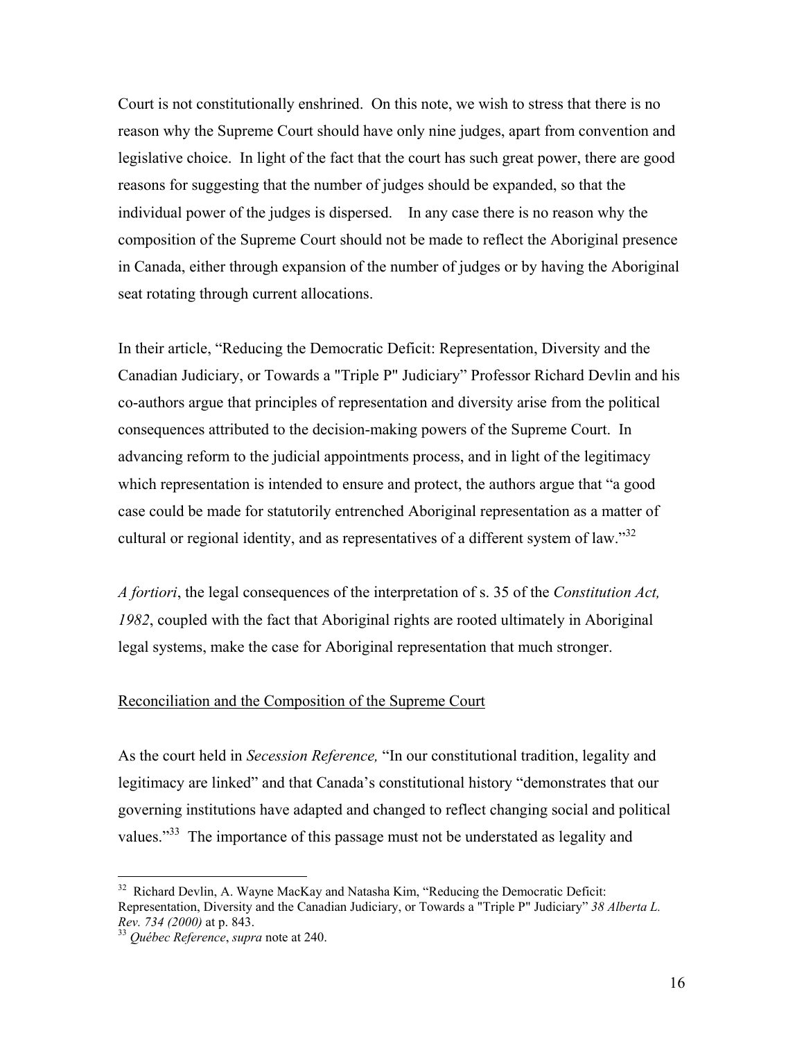Court is not constitutionally enshrined. On this note, we wish to stress that there is no reason why the Supreme Court should have only nine judges, apart from convention and legislative choice. In light of the fact that the court has such great power, there are good reasons for suggesting that the number of judges should be expanded, so that the individual power of the judges is dispersed. In any case there is no reason why the composition of the Supreme Court should not be made to reflect the Aboriginal presence in Canada, either through expansion of the number of judges or by having the Aboriginal seat rotating through current allocations.

In their article, "Reducing the Democratic Deficit: Representation, Diversity and the Canadian Judiciary, or Towards a "Triple P" Judiciary" Professor Richard Devlin and his co-authors argue that principles of representation and diversity arise from the political consequences attributed to the decision-making powers of the Supreme Court. In advancing reform to the judicial appointments process, and in light of the legitimacy which representation is intended to ensure and protect, the authors argue that "a good case could be made for statutorily entrenched Aboriginal representation as a matter of cultural or regional identity, and as representatives of a different system of law."[32]

*A fortiori*, the legal consequences of the interpretation of s. 35 of the *Constitution Act, 1982*, coupled with the fact that Aboriginal rights are rooted ultimately in Aboriginal legal systems, make the case for Aboriginal representation that much stronger.

<u>Reconciliation and the Composition of the Supreme Court</u>

As the court held in *Secession Reference,* "In our constitutional tradition, legality and legitimacy are linked" and that Canada's constitutional history "demonstrates that our governing institutions have adapted and changed to reflect changing social and political values."[33] The importance of this passage must not be understated as legality and

---

[32] Richard Devlin, A. Wayne MacKay and Natasha Kim, "Reducing the Democratic Deficit: Representation, Diversity and the Canadian Judiciary, or Towards a "Triple P" Judiciary" *38 Alberta L. Rev. 734 (2000)* at p. 843.

[33] *Québec Reference*, *supra* note at 240.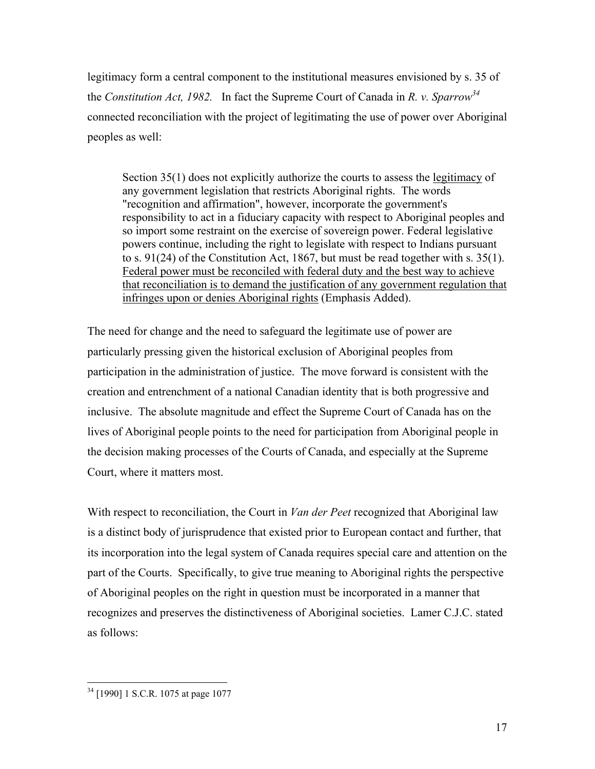legitimacy form a central component to the institutional measures envisioned by s. 35 of the *Constitution Act, 1982.* In fact the Supreme Court of Canada in *R. v. Sparrow*[34] connected reconciliation with the project of legitimating the use of power over Aboriginal peoples as well:

> Section 35(1) does not explicitly authorize the courts to assess the <u>legitimacy</u> of any government legislation that restricts Aboriginal rights. The words "recognition and affirmation", however, incorporate the government's responsibility to act in a fiduciary capacity with respect to Aboriginal peoples and so import some restraint on the exercise of sovereign power. Federal legislative powers continue, including the right to legislate with respect to Indians pursuant to s. 91(24) of the Constitution Act, 1867, but must be read together with s. 35(1). <u>Federal power must be reconciled with federal duty and the best way to achieve that reconciliation is to demand the justification of any government regulation that infringes upon or denies Aboriginal rights</u> (Emphasis Added).

The need for change and the need to safeguard the legitimate use of power are particularly pressing given the historical exclusion of Aboriginal peoples from participation in the administration of justice. The move forward is consistent with the creation and entrenchment of a national Canadian identity that is both progressive and inclusive. The absolute magnitude and effect the Supreme Court of Canada has on the lives of Aboriginal people points to the need for participation from Aboriginal people in the decision making processes of the Courts of Canada, and especially at the Supreme Court, where it matters most.

With respect to reconciliation, the Court in *Van der Peet* recognized that Aboriginal law is a distinct body of jurisprudence that existed prior to European contact and further, that its incorporation into the legal system of Canada requires special care and attention on the part of the Courts. Specifically, to give true meaning to Aboriginal rights the perspective of Aboriginal peoples on the right in question must be incorporated in a manner that recognizes and preserves the distinctiveness of Aboriginal societies. Lamer C.J.C. stated as follows:

---

[34] [1990] 1 S.C.R. 1075 at page 1077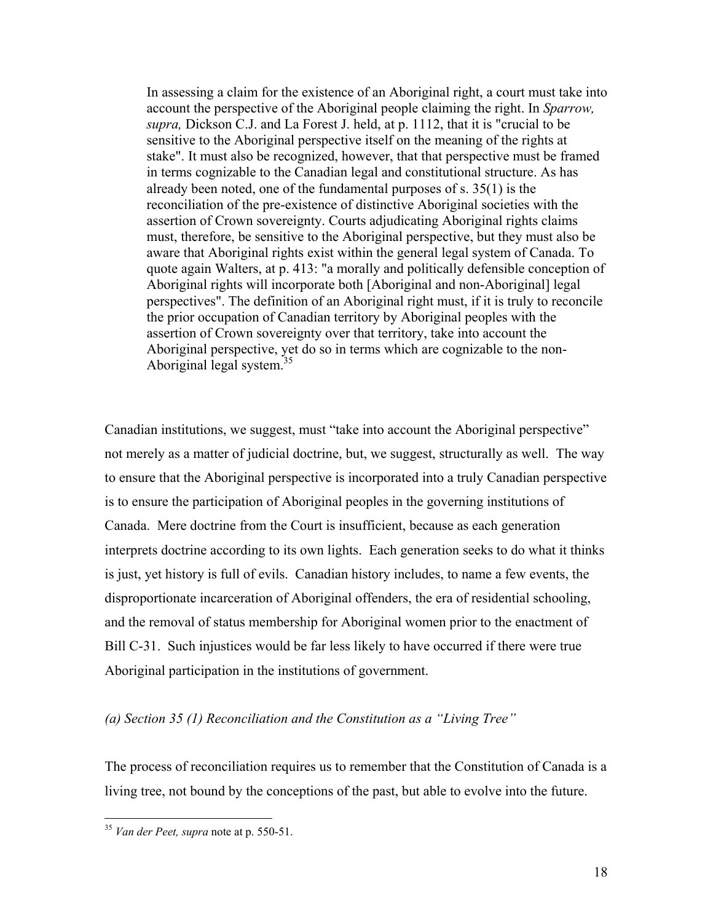> In assessing a claim for the existence of an Aboriginal right, a court must take into account the perspective of the Aboriginal people claiming the right. In *Sparrow, supra,* Dickson C.J. and La Forest J. held, at p. 1112, that it is "crucial to be sensitive to the Aboriginal perspective itself on the meaning of the rights at stake". It must also be recognized, however, that that perspective must be framed in terms cognizable to the Canadian legal and constitutional structure. As has already been noted, one of the fundamental purposes of s. 35(1) is the reconciliation of the pre-existence of distinctive Aboriginal societies with the assertion of Crown sovereignty. Courts adjudicating Aboriginal rights claims must, therefore, be sensitive to the Aboriginal perspective, but they must also be aware that Aboriginal rights exist within the general legal system of Canada. To quote again Walters, at p. 413: "a morally and politically defensible conception of Aboriginal rights will incorporate both [Aboriginal and non-Aboriginal] legal perspectives". The definition of an Aboriginal right must, if it is truly to reconcile the prior occupation of Canadian territory by Aboriginal peoples with the assertion of Crown sovereignty over that territory, take into account the Aboriginal perspective, yet do so in terms which are cognizable to the non-Aboriginal legal system.[35]

Canadian institutions, we suggest, must "take into account the Aboriginal perspective" not merely as a matter of judicial doctrine, but, we suggest, structurally as well. The way to ensure that the Aboriginal perspective is incorporated into a truly Canadian perspective is to ensure the participation of Aboriginal peoples in the governing institutions of Canada. Mere doctrine from the Court is insufficient, because as each generation interprets doctrine according to its own lights. Each generation seeks to do what it thinks is just, yet history is full of evils. Canadian history includes, to name a few events, the disproportionate incarceration of Aboriginal offenders, the era of residential schooling, and the removal of status membership for Aboriginal women prior to the enactment of Bill C-31. Such injustices would be far less likely to have occurred if there were true Aboriginal participation in the institutions of government.

*(a) Section 35 (1) Reconciliation and the Constitution as a "Living Tree"*

The process of reconciliation requires us to remember that the Constitution of Canada is a living tree, not bound by the conceptions of the past, but able to evolve into the future.

---

[35] *Van der Peet, supra* note at p. 550-51.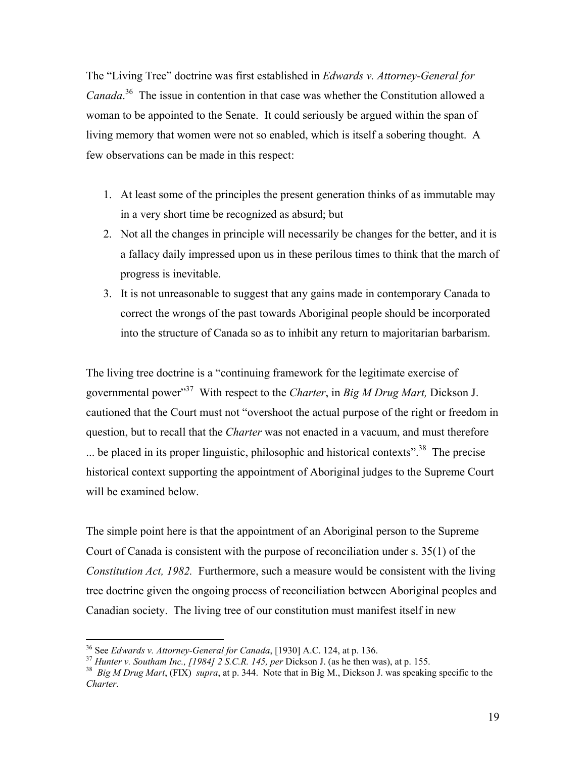The "Living Tree" doctrine was first established in *Edwards v. Attorney-General for Canada*.[36] The issue in contention in that case was whether the Constitution allowed a woman to be appointed to the Senate. It could seriously be argued within the span of living memory that women were not so enabled, which is itself a sobering thought. A few observations can be made in this respect:

1. At least some of the principles the present generation thinks of as immutable may in a very short time be recognized as absurd; but
2. Not all the changes in principle will necessarily be changes for the better, and it is a fallacy daily impressed upon us in these perilous times to think that the march of progress is inevitable.
3. It is not unreasonable to suggest that any gains made in contemporary Canada to correct the wrongs of the past towards Aboriginal people should be incorporated into the structure of Canada so as to inhibit any return to majoritarian barbarism.

The living tree doctrine is a "continuing framework for the legitimate exercise of governmental power"[37] With respect to the *Charter*, in *Big M Drug Mart,* Dickson J. cautioned that the Court must not "overshoot the actual purpose of the right or freedom in question, but to recall that the *Charter* was not enacted in a vacuum, and must therefore ... be placed in its proper linguistic, philosophic and historical contexts".[38] The precise historical context supporting the appointment of Aboriginal judges to the Supreme Court will be examined below.

The simple point here is that the appointment of an Aboriginal person to the Supreme Court of Canada is consistent with the purpose of reconciliation under s. 35(1) of the *Constitution Act, 1982.* Furthermore, such a measure would be consistent with the living tree doctrine given the ongoing process of reconciliation between Aboriginal peoples and Canadian society. The living tree of our constitution must manifest itself in new

---

[36] See *Edwards v. Attorney-General for Canada*, [1930] A.C. 124, at p. 136.

[37] *Hunter v. Southam Inc., [1984] 2 S.C.R. 145, per* Dickson J. (as he then was), at p. 155.

[38] *Big M Drug Mart*, (FIX) *supra*, at p. 344. Note that in Big M., Dickson J. was speaking specific to the *Charter*.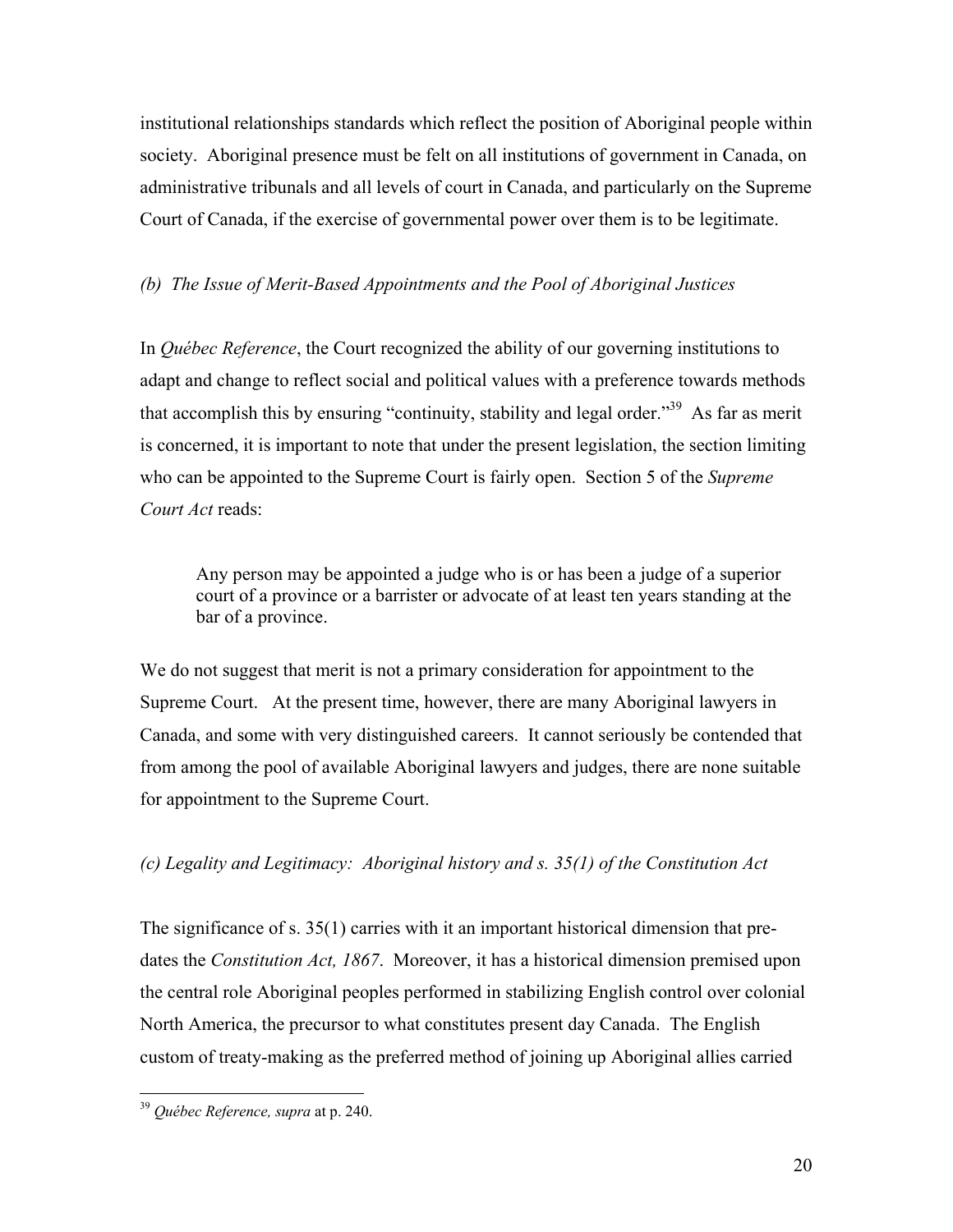institutional relationships standards which reflect the position of Aboriginal people within society. Aboriginal presence must be felt on all institutions of government in Canada, on administrative tribunals and all levels of court in Canada, and particularly on the Supreme Court of Canada, if the exercise of governmental power over them is to be legitimate.

*(b) The Issue of Merit-Based Appointments and the Pool of Aboriginal Justices*

In *Québec Reference*, the Court recognized the ability of our governing institutions to adapt and change to reflect social and political values with a preference towards methods that accomplish this by ensuring "continuity, stability and legal order."[39] As far as merit is concerned, it is important to note that under the present legislation, the section limiting who can be appointed to the Supreme Court is fairly open. Section 5 of the *Supreme Court Act* reads:

> Any person may be appointed a judge who is or has been a judge of a superior court of a province or a barrister or advocate of at least ten years standing at the bar of a province.

We do not suggest that merit is not a primary consideration for appointment to the Supreme Court. At the present time, however, there are many Aboriginal lawyers in Canada, and some with very distinguished careers. It cannot seriously be contended that from among the pool of available Aboriginal lawyers and judges, there are none suitable for appointment to the Supreme Court.

*(c) Legality and Legitimacy: Aboriginal history and s. 35(1) of the Constitution Act*

The significance of s. 35(1) carries with it an important historical dimension that pre-dates the *Constitution Act, 1867*. Moreover, it has a historical dimension premised upon the central role Aboriginal peoples performed in stabilizing English control over colonial North America, the precursor to what constitutes present day Canada. The English custom of treaty-making as the preferred method of joining up Aboriginal allies carried

---

[39] *Québec Reference, supra* at p. 240.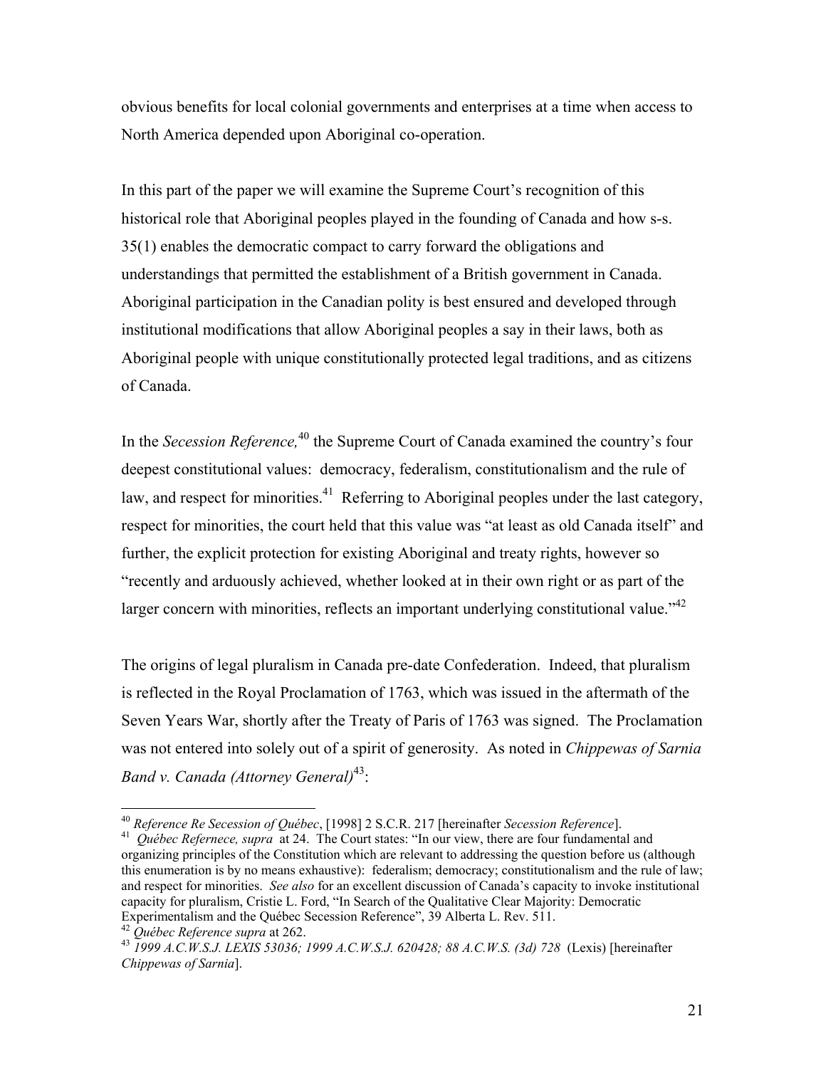obvious benefits for local colonial governments and enterprises at a time when access to North America depended upon Aboriginal co-operation.

In this part of the paper we will examine the Supreme Court's recognition of this historical role that Aboriginal peoples played in the founding of Canada and how s-s. 35(1) enables the democratic compact to carry forward the obligations and understandings that permitted the establishment of a British government in Canada. Aboriginal participation in the Canadian polity is best ensured and developed through institutional modifications that allow Aboriginal peoples a say in their laws, both as Aboriginal people with unique constitutionally protected legal traditions, and as citizens of Canada.

In the *Secession Reference,*[40] the Supreme Court of Canada examined the country's four deepest constitutional values: democracy, federalism, constitutionalism and the rule of law, and respect for minorities.[41] Referring to Aboriginal peoples under the last category, respect for minorities, the court held that this value was "at least as old Canada itself" and further, the explicit protection for existing Aboriginal and treaty rights, however so "recently and arduously achieved, whether looked at in their own right or as part of the larger concern with minorities, reflects an important underlying constitutional value."[42]

The origins of legal pluralism in Canada pre-date Confederation. Indeed, that pluralism is reflected in the Royal Proclamation of 1763, which was issued in the aftermath of the Seven Years War, shortly after the Treaty of Paris of 1763 was signed. The Proclamation was not entered into solely out of a spirit of generosity. As noted in *Chippewas of Sarnia Band v. Canada (Attorney General)*[43]:

---

[40] *Reference Re Secession of Québec*, [1998] 2 S.C.R. 217 [hereinafter *Secession Reference*].

[41] *Québec Refernece, supra* at 24. The Court states: "In our view, there are four fundamental and organizing principles of the Constitution which are relevant to addressing the question before us (although this enumeration is by no means exhaustive): federalism; democracy; constitutionalism and the rule of law; and respect for minorities. *See also* for an excellent discussion of Canada's capacity to invoke institutional capacity for pluralism, Cristie L. Ford, "In Search of the Qualitative Clear Majority: Democratic Experimentalism and the Québec Secession Reference", 39 Alberta L. Rev. 511.

[42] *Québec Reference supra* at 262.

[43] *1999 A.C.W.S.J. LEXIS 53036; 1999 A.C.W.S.J. 620428; 88 A.C.W.S. (3d) 728* (Lexis) [hereinafter *Chippewas of Sarnia*].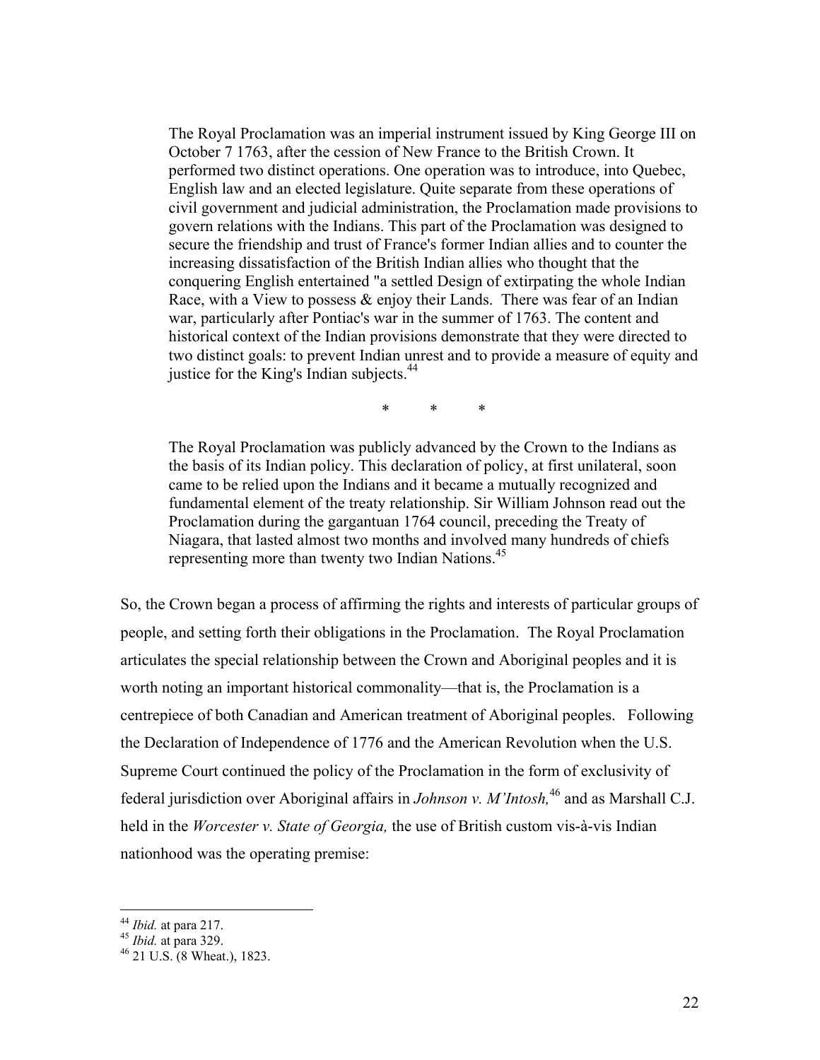> The Royal Proclamation was an imperial instrument issued by King George III on October 7 1763, after the cession of New France to the British Crown. It performed two distinct operations. One operation was to introduce, into Quebec, English law and an elected legislature. Quite separate from these operations of civil government and judicial administration, the Proclamation made provisions to govern relations with the Indians. This part of the Proclamation was designed to secure the friendship and trust of France's former Indian allies and to counter the increasing dissatisfaction of the British Indian allies who thought that the conquering English entertained "a settled Design of extirpating the whole Indian Race, with a View to possess & enjoy their Lands. There was fear of an Indian war, particularly after Pontiac's war in the summer of 1763. The content and historical context of the Indian provisions demonstrate that they were directed to two distinct goals: to prevent Indian unrest and to provide a measure of equity and justice for the King's Indian subjects.[44]
>
> \* \* \*
>
> The Royal Proclamation was publicly advanced by the Crown to the Indians as the basis of its Indian policy. This declaration of policy, at first unilateral, soon came to be relied upon the Indians and it became a mutually recognized and fundamental element of the treaty relationship. Sir William Johnson read out the Proclamation during the gargantuan 1764 council, preceding the Treaty of Niagara, that lasted almost two months and involved many hundreds of chiefs representing more than twenty two Indian Nations.[45]

So, the Crown began a process of affirming the rights and interests of particular groups of people, and setting forth their obligations in the Proclamation. The Royal Proclamation articulates the special relationship between the Crown and Aboriginal peoples and it is worth noting an important historical commonality—that is, the Proclamation is a centrepiece of both Canadian and American treatment of Aboriginal peoples. Following the Declaration of Independence of 1776 and the American Revolution when the U.S. Supreme Court continued the policy of the Proclamation in the form of exclusivity of federal jurisdiction over Aboriginal affairs in *Johnson v. M'Intosh,*[46] and as Marshall C.J. held in the *Worcester v. State of Gergoria,* the use of British custom vis-à-vis Indian nationhood was the operating premise:

---

[44] *Ibid.* at para 217.

[45] *Ibid.* at para 329.

[46] 21 U.S. (8 Wheat.), 1823.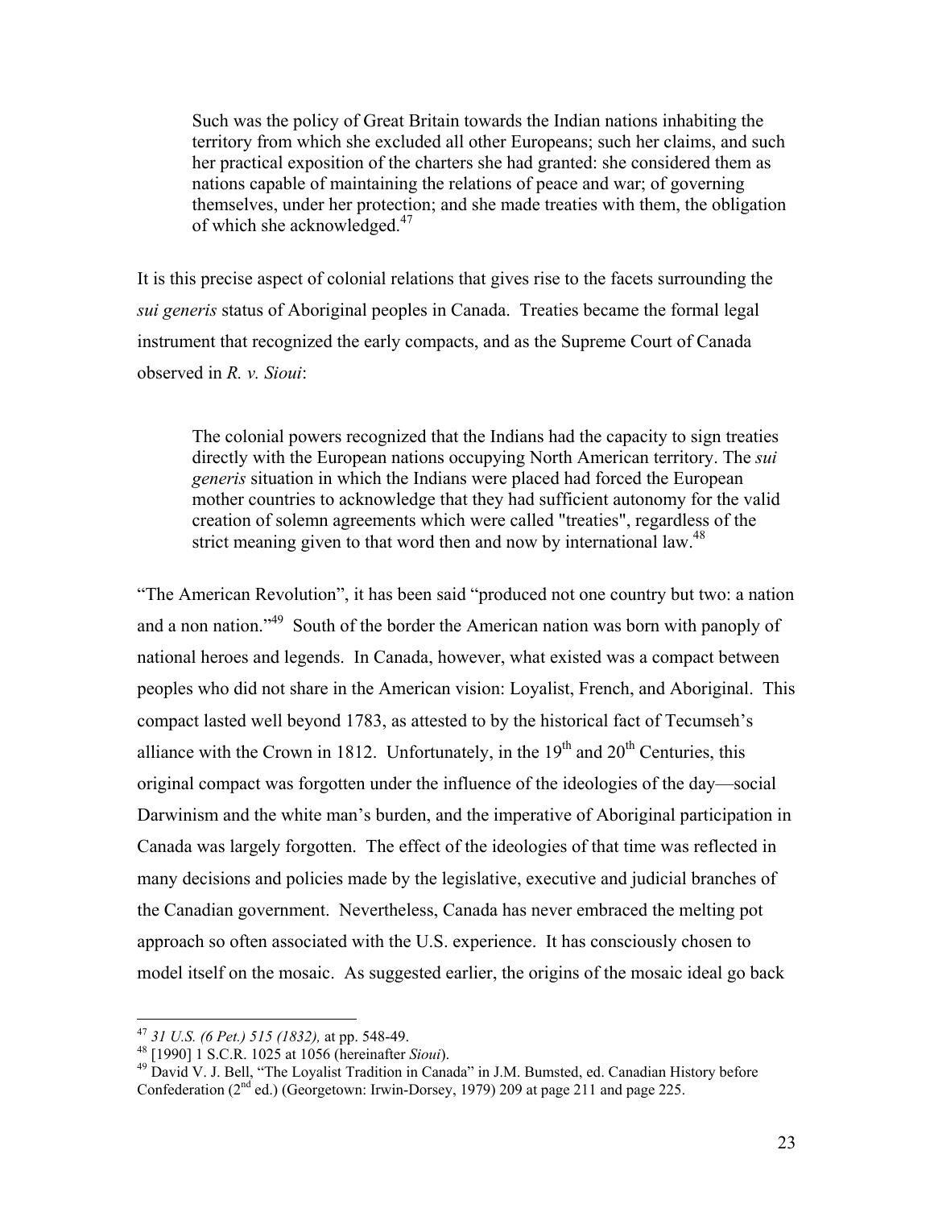> Such was the policy of Great Britain towards the Indian nations inhabiting the territory from which she excluded all other Europeans; such her claims, and such her practical exposition of the charters she had granted: she considered them as nations capable of maintaining the relations of peace and war; of governing themselves, under her protection; and she made treaties with them, the obligation of which she acknowledged.[47]

It is this precise aspect of colonial relations that gives rise to the facets surrounding the *sui generis* status of Aboriginal peoples in Canada. Treaties became the formal legal instrument that recognized the early compacts, and as the Supreme Court of Canada observed in *R. v. Sioui*:

> The colonial powers recognized that the Indians had the capacity to sign treaties directly with the European nations occupying North American territory. The *sui generis* situation in which the Indians were placed had forced the European mother countries to acknowledge that they had sufficient autonomy for the valid creation of solemn agreements which were called "treaties", regardless of the strict meaning given to that word then and now by international law.[48]

"The American Revolution", it has been said "produced not one country but two: a nation and a non nation."[49] South of the border the American nation was born with panoply of national heroes and legends. In Canada, however, what existed was a compact between peoples who did not share in the American vision: Loyalist, French, and Aboriginal. This compact lasted well beyond 1783, as attested to by the historical fact of Tecumseh's alliance with the Crown in 1812. Unfortunately, in the 19th and 20th Centuries, this original compact was forgotten under the influence of the ideologies of the day—social Darwinism and the white man's burden, and the imperative of Aboriginal participation in Canada was largely forgotten. The effect of the ideologies of that time was reflected in many decisions and policies made by the legislative, executive and judicial branches of the Canadian government. Nevertheless, Canada has never embraced the melting pot approach so often associated with the U.S. experience. It has consciously chosen to model itself on the mosaic. As suggested earlier, the origins of the mosaic ideal go back

---

[47] *31 U.S. (6 Pet.) 515 (1832),* at pp. 548-49.

[48] [1990] 1 S.C.R. 1025 at 1056 (hereinafter *Sioui*).

[49] David V. J. Bell, "The Loyalist Tradition in Canada" in J.M. Bumsted, ed. Canadian History before Confederation (2nd ed.) (Georgetown: Irwin-Dorsey, 1979) 209 at page 211 and page 225.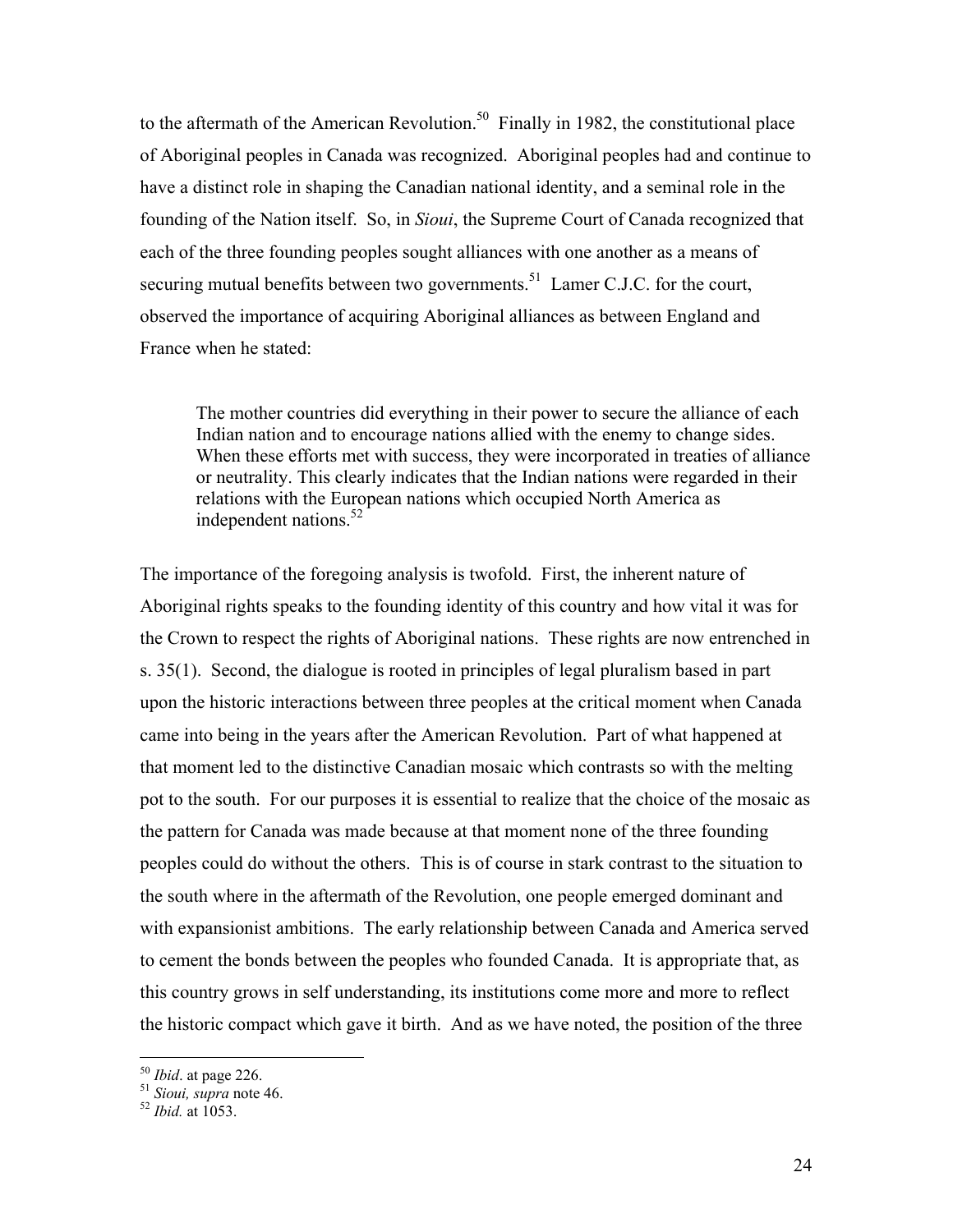to the aftermath of the American Revolution.[50] Finally in 1982, the constitutional place of Aboriginal peoples in Canada was recognized. Aboriginal peoples had and continue to have a distinct role in shaping the Canadian national identity, and a seminal role in the founding of the Nation itself. So, in *Sioui*, the Supreme Court of Canada recognized that each of the three founding peoples sought alliances with one another as a means of securing mutual benefits between two governments.[51] Lamer C.J.C. for the court, observed the importance of acquiring Aboriginal alliances as between England and France when he stated:

> The mother countries did everything in their power to secure the alliance of each Indian nation and to encourage nations allied with the enemy to change sides. When these efforts met with success, they were incorporated in treaties of alliance or neutrality. This clearly indicates that the Indian nations were regarded in their relations with the European nations which occupied North America as independent nations.[52]

The importance of the foregoing analysis is twofold. First, the inherent nature of Aboriginal rights speaks to the founding identity of this country and how vital it was for the Crown to respect the rights of Aboriginal nations. These rights are now entrenched in s. 35(1). Second, the dialogue is rooted in principles of legal pluralism based in part upon the historic interactions between three peoples at the critical moment when Canada came into being in the years after the American Revolution. Part of what happened at that moment led to the distinctive Canadian mosaic which contrasts so with the melting pot to the south. For our purposes it is essential to realize that the choice of the mosaic as the pattern for Canada was made because at that moment none of the three founding peoples could do without the others. This is of course in stark contrast to the situation to the south where in the aftermath of the Revolution, one people emerged dominant and with expansionist ambitions. The early relationship between Canada and America served to cement the bonds between the peoples who founded Canada. It is appropriate that, as this country grows in self understanding, its institutions come more and more to reflect the historic compact which gave it birth. And as we have noted, the position of the three

---

[50] *Ibid*. at page 226.
[51] *Sioui, supra* note 46.
[52] *Ibid.* at 1053.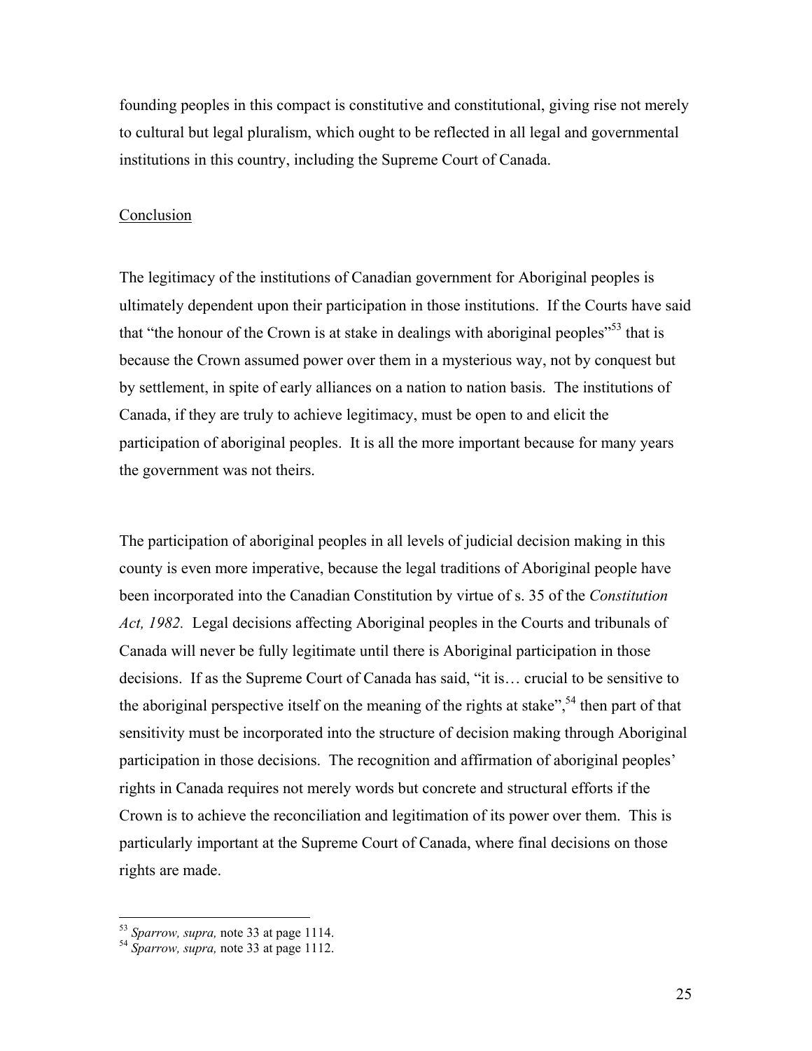founding peoples in this compact is constitutive and constitutional, giving rise not merely to cultural but legal pluralism, which ought to be reflected in all legal and governmental institutions in this country, including the Supreme Court of Canada.

## Conclusion

The legitimacy of the institutions of Canadian government for Aboriginal peoples is ultimately dependent upon their participation in those institutions. If the Courts have said that "the honour of the Crown is at stake in dealings with aboriginal peoples"[53] that is because the Crown assumed power over them in a mysterious way, not by conquest but by settlement, in spite of early alliances on a nation to nation basis. The institutions of Canada, if they are truly to achieve legitimacy, must be open to and elicit the participation of aboriginal peoples. It is all the more important because for many years the government was not theirs.

The participation of aboriginal peoples in all levels of judicial decision making in this county is even more imperative, because the legal traditions of Aboriginal people have been incorporated into the Canadian Constitution by virtue of s. 35 of the *Constitution Act, 1982.* Legal decisions affecting Aboriginal peoples in the Courts and tribunals of Canada will never be fully legitimate until there is Aboriginal participation in those decisions. If as the Supreme Court of Canada has said, "it is… crucial to be sensitive to the aboriginal perspective itself on the meaning of the rights at stake",[54] then part of that sensitivity must be incorporated into the structure of decision making through Aboriginal participation in those decisions. The recognition and affirmation of aboriginal peoples' rights in Canada requires not merely words but concrete and structural efforts if the Crown is to achieve the reconciliation and legitimation of its power over them. This is particularly important at the Supreme Court of Canada, where final decisions on those rights are made.

---

[53] *Sparrow, supra,* note 33 at page 1114.

[54] *Sparrow, supra,* note 33 at page 1112.